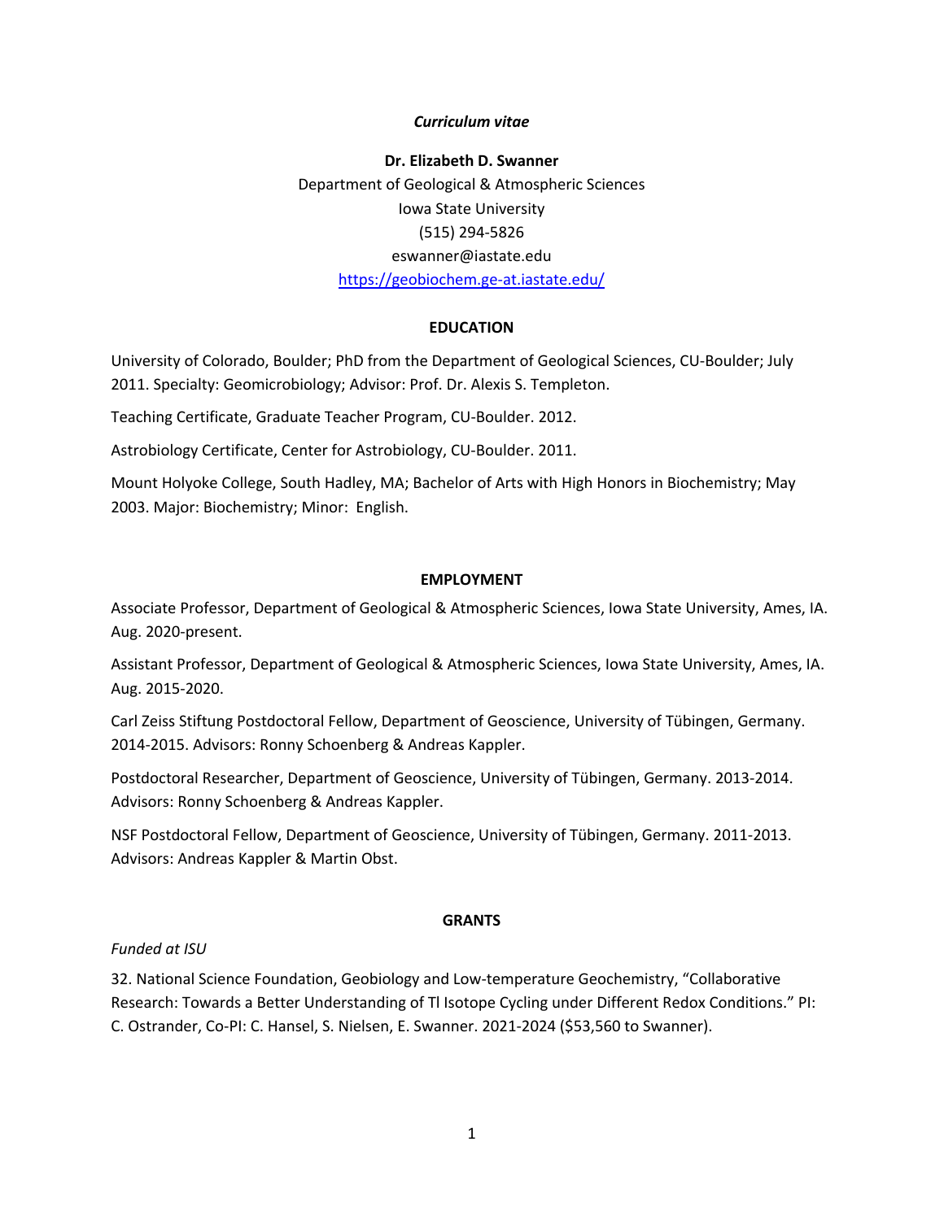*Curriculum vitae*

**Dr. Elizabeth D. Swanner**

Department of Geological & Atmospheric Sciences
Iowa State University
(515) 294-5826
eswanner@iastate.edu
https://geobiochem.ge-at.iastate.edu/

## EDUCATION

University of Colorado, Boulder; PhD from the Department of Geological Sciences, CU-Boulder; July 2011. Specialty: Geomicrobiology; Advisor: Prof. Dr. Alexis S. Templeton.

Teaching Certificate, Graduate Teacher Program, CU-Boulder. 2012.

Astrobiology Certificate, Center for Astrobiology, CU-Boulder. 2011.

Mount Holyoke College, South Hadley, MA; Bachelor of Arts with High Honors in Biochemistry; May 2003. Major: Biochemistry; Minor: English.

## EMPLOYMENT

Associate Professor, Department of Geological & Atmospheric Sciences, Iowa State University, Ames, IA. Aug. 2020-present.

Assistant Professor, Department of Geological & Atmospheric Sciences, Iowa State University, Ames, IA. Aug. 2015-2020.

Carl Zeiss Stiftung Postdoctoral Fellow, Department of Geoscience, University of Tübingen, Germany. 2014-2015. Advisors: Ronny Schoenberg & Andreas Kappler.

Postdoctoral Researcher, Department of Geoscience, University of Tübingen, Germany. 2013-2014. Advisors: Ronny Schoenberg & Andreas Kappler.

NSF Postdoctoral Fellow, Department of Geoscience, University of Tübingen, Germany. 2011-2013. Advisors: Andreas Kappler & Martin Obst.

## GRANTS

*Funded at ISU*

32. National Science Foundation, Geobiology and Low-temperature Geochemistry, "Collaborative Research: Towards a Better Understanding of Tl Isotope Cycling under Different Redox Conditions." PI: C. Ostrander, Co-PI: C. Hansel, S. Nielsen, E. Swanner. 2021-2024 ($53,560 to Swanner).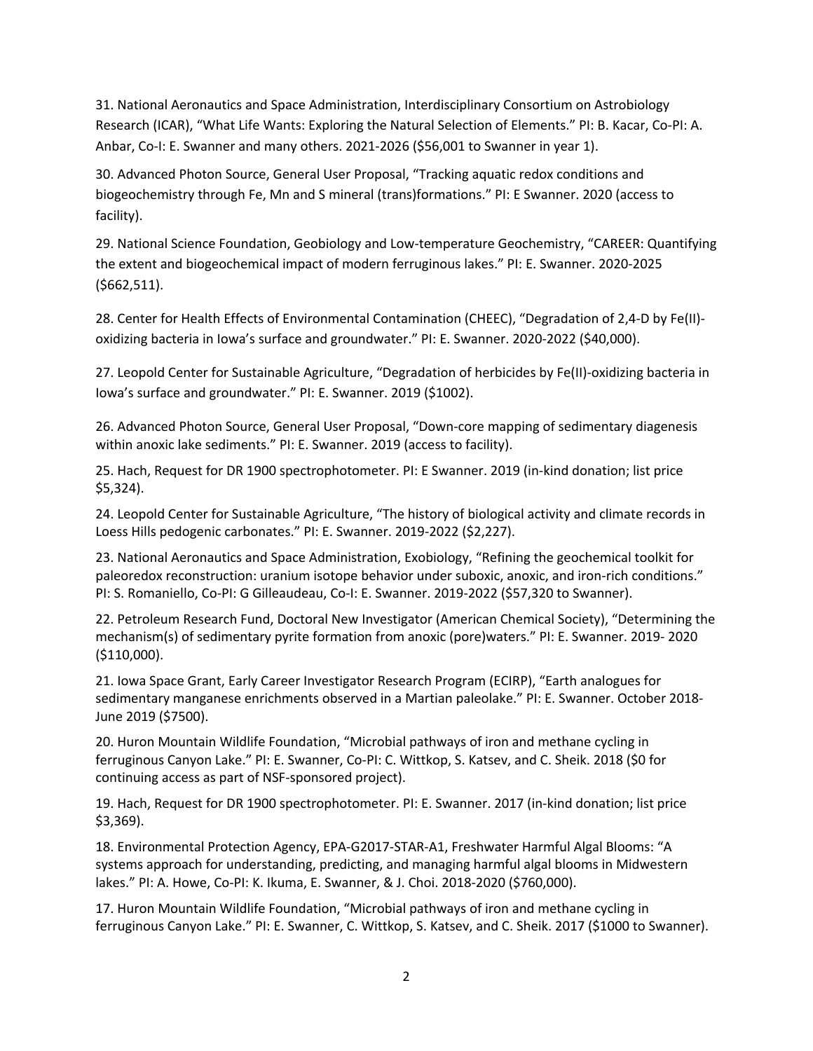31. National Aeronautics and Space Administration, Interdisciplinary Consortium on Astrobiology Research (ICAR), "What Life Wants: Exploring the Natural Selection of Elements." PI: B. Kacar, Co-PI: A. Anbar, Co-I: E. Swanner and many others. 2021-2026 ($56,001 to Swanner in year 1).

30. Advanced Photon Source, General User Proposal, "Tracking aquatic redox conditions and biogeochemistry through Fe, Mn and S mineral (trans)formations." PI: E Swanner. 2020 (access to facility).

29. National Science Foundation, Geobiology and Low-temperature Geochemistry, "CAREER: Quantifying the extent and biogeochemical impact of modern ferruginous lakes." PI: E. Swanner. 2020-2025 ($662,511).

28. Center for Health Effects of Environmental Contamination (CHEEC), "Degradation of 2,4-D by Fe(II)-oxidizing bacteria in Iowa's surface and groundwater." PI: E. Swanner. 2020-2022 ($40,000).

27. Leopold Center for Sustainable Agriculture, "Degradation of herbicides by Fe(II)-oxidizing bacteria in Iowa's surface and groundwater." PI: E. Swanner. 2019 ($1002).

26. Advanced Photon Source, General User Proposal, "Down-core mapping of sedimentary diagenesis within anoxic lake sediments." PI: E. Swanner. 2019 (access to facility).

25. Hach, Request for DR 1900 spectrophotometer. PI: E Swanner. 2019 (in-kind donation; list price $5,324).

24. Leopold Center for Sustainable Agriculture, "The history of biological activity and climate records in Loess Hills pedogenic carbonates." PI: E. Swanner. 2019-2022 ($2,227).

23. National Aeronautics and Space Administration, Exobiology, "Refining the geochemical toolkit for paleoredox reconstruction: uranium isotope behavior under suboxic, anoxic, and iron-rich conditions." PI: S. Romaniello, Co-PI: G Gilleaudeau, Co-I: E. Swanner. 2019-2022 ($57,320 to Swanner).

22. Petroleum Research Fund, Doctoral New Investigator (American Chemical Society), "Determining the mechanism(s) of sedimentary pyrite formation from anoxic (pore)waters." PI: E. Swanner. 2019- 2020 ($110,000).

21. Iowa Space Grant, Early Career Investigator Research Program (ECIRP), "Earth analogues for sedimentary manganese enrichments observed in a Martian paleolake." PI: E. Swanner. October 2018-June 2019 ($7500).

20. Huron Mountain Wildlife Foundation, "Microbial pathways of iron and methane cycling in ferruginous Canyon Lake." PI: E. Swanner, Co-PI: C. Wittkop, S. Katsev, and C. Sheik. 2018 ($0 for continuing access as part of NSF-sponsored project).

19. Hach, Request for DR 1900 spectrophotometer. PI: E. Swanner. 2017 (in-kind donation; list price $3,369).

18. Environmental Protection Agency, EPA-G2017-STAR-A1, Freshwater Harmful Algal Blooms: "A systems approach for understanding, predicting, and managing harmful algal blooms in Midwestern lakes." PI: A. Howe, Co-PI: K. Ikuma, E. Swanner, & J. Choi. 2018-2020 ($760,000).

17. Huron Mountain Wildlife Foundation, "Microbial pathways of iron and methane cycling in ferruginous Canyon Lake." PI: E. Swanner, C. Wittkop, S. Katsev, and C. Sheik. 2017 ($1000 to Swanner).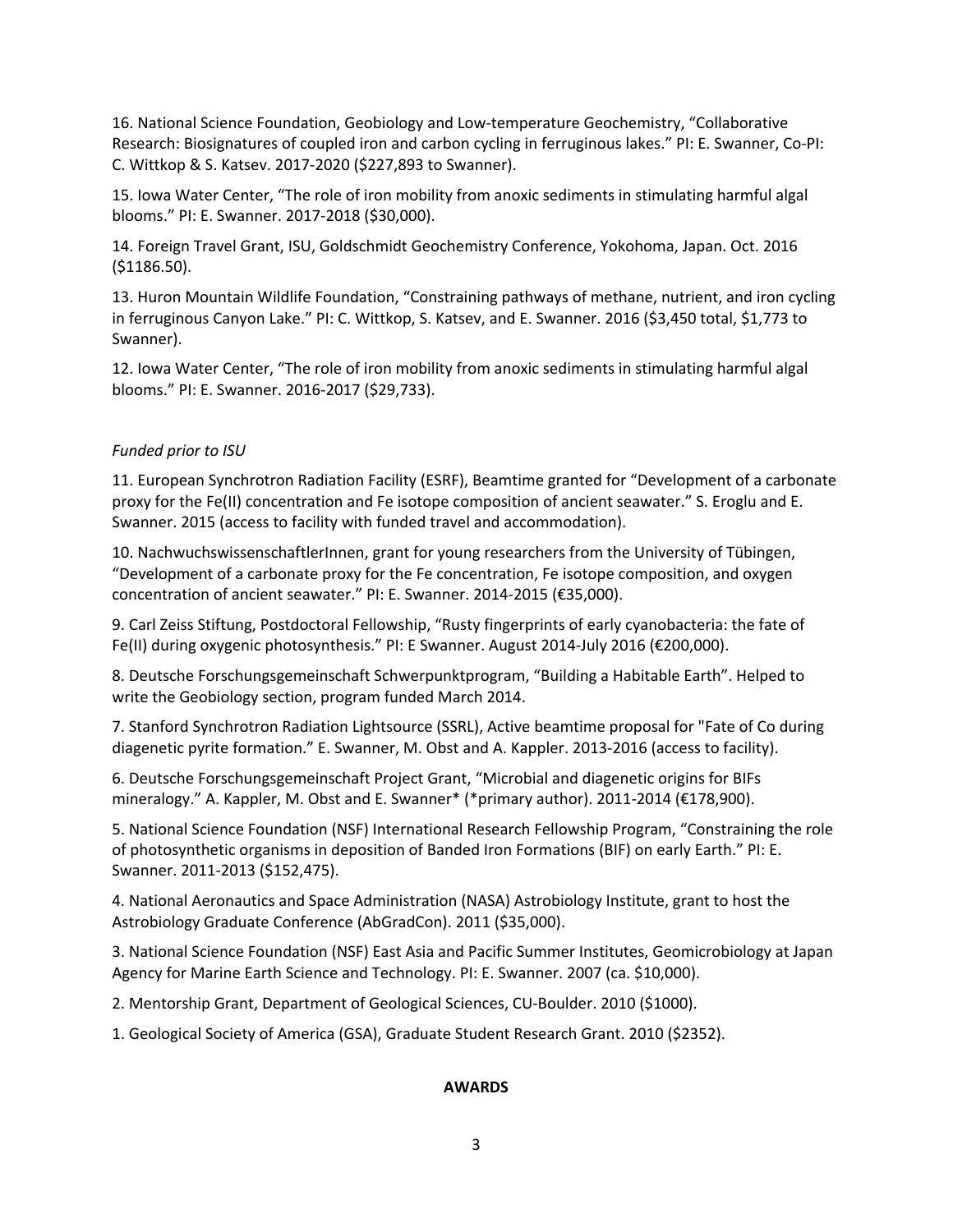16. National Science Foundation, Geobiology and Low-temperature Geochemistry, "Collaborative Research: Biosignatures of coupled iron and carbon cycling in ferruginous lakes." PI: E. Swanner, Co-PI: C. Wittkop & S. Katsev. 2017-2020 ($227,893 to Swanner).

15. Iowa Water Center, "The role of iron mobility from anoxic sediments in stimulating harmful algal blooms." PI: E. Swanner. 2017-2018 ($30,000).

14. Foreign Travel Grant, ISU, Goldschmidt Geochemistry Conference, Yokohoma, Japan. Oct. 2016 ($1186.50).

13. Huron Mountain Wildlife Foundation, "Constraining pathways of methane, nutrient, and iron cycling in ferruginous Canyon Lake." PI: C. Wittkop, S. Katsev, and E. Swanner. 2016 ($3,450 total, $1,773 to Swanner).

12. Iowa Water Center, "The role of iron mobility from anoxic sediments in stimulating harmful algal blooms." PI: E. Swanner. 2016-2017 ($29,733).

*Funded prior to ISU*

11. European Synchrotron Radiation Facility (ESRF), Beamtime granted for "Development of a carbonate proxy for the Fe(II) concentration and Fe isotope composition of ancient seawater." S. Eroglu and E. Swanner. 2015 (access to facility with funded travel and accommodation).

10. NachwuchswissenschaftlerInnen, grant for young researchers from the University of Tübingen, "Development of a carbonate proxy for the Fe concentration, Fe isotope composition, and oxygen concentration of ancient seawater." PI: E. Swanner. 2014-2015 (€35,000).

9. Carl Zeiss Stiftung, Postdoctoral Fellowship, "Rusty fingerprints of early cyanobacteria: the fate of Fe(II) during oxygenic photosynthesis." PI: E Swanner. August 2014-July 2016 (€200,000).

8. Deutsche Forschungsgemeinschaft Schwerpunktprogram, "Building a Habitable Earth". Helped to write the Geobiology section, program funded March 2014.

7. Stanford Synchrotron Radiation Lightsource (SSRL), Active beamtime proposal for "Fate of Co during diagenetic pyrite formation." E. Swanner, M. Obst and A. Kappler. 2013-2016 (access to facility).

6. Deutsche Forschungsgemeinschaft Project Grant, "Microbial and diagenetic origins for BIFs mineralogy." A. Kappler, M. Obst and E. Swanner* (*primary author). 2011-2014 (€178,900).

5. National Science Foundation (NSF) International Research Fellowship Program, "Constraining the role of photosynthetic organisms in deposition of Banded Iron Formations (BIF) on early Earth." PI: E. Swanner. 2011-2013 ($152,475).

4. National Aeronautics and Space Administration (NASA) Astrobiology Institute, grant to host the Astrobiology Graduate Conference (AbGradCon). 2011 ($35,000).

3. National Science Foundation (NSF) East Asia and Pacific Summer Institutes, Geomicrobiology at Japan Agency for Marine Earth Science and Technology. PI: E. Swanner. 2007 (ca. $10,000).

2. Mentorship Grant, Department of Geological Sciences, CU-Boulder. 2010 ($1000).

1. Geological Society of America (GSA), Graduate Student Research Grant. 2010 ($2352).

## AWARDS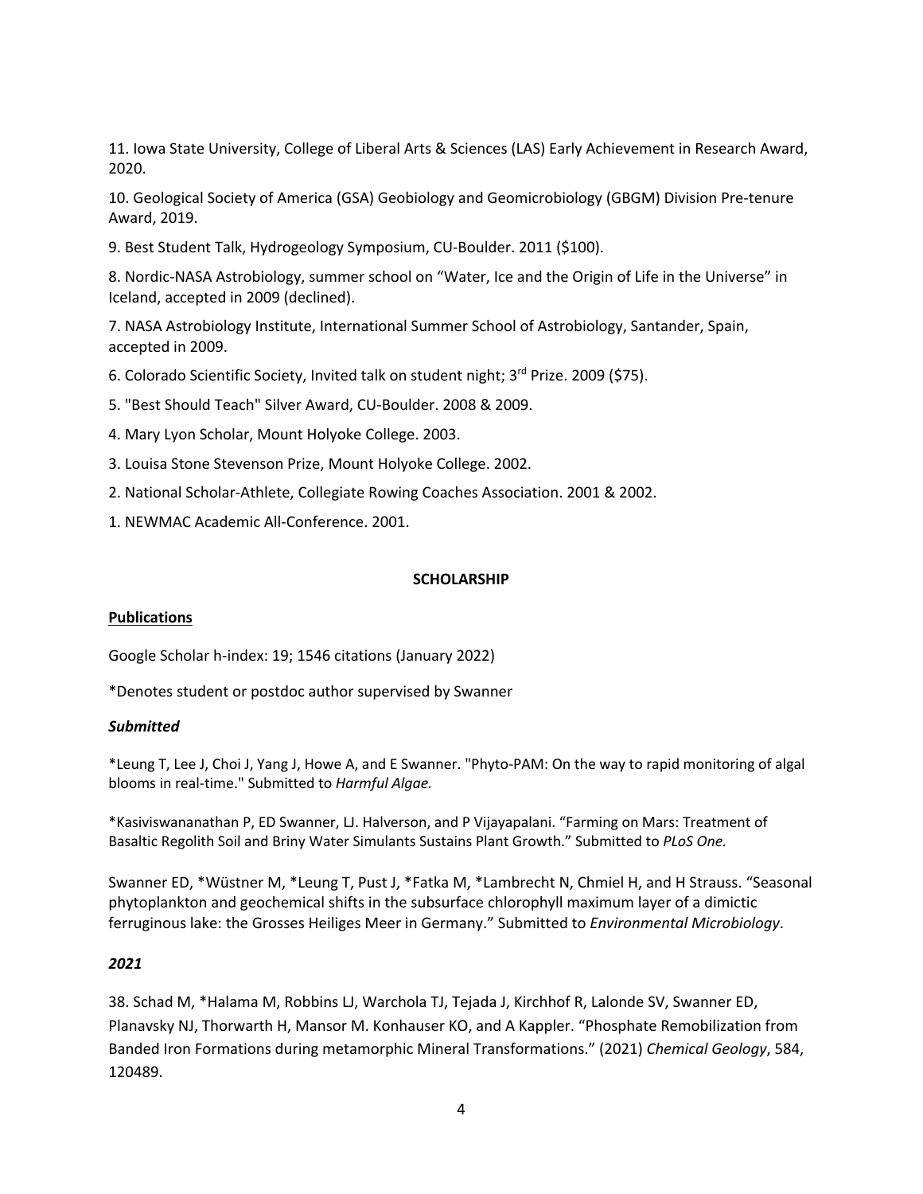11. Iowa State University, College of Liberal Arts & Sciences (LAS) Early Achievement in Research Award, 2020.

10. Geological Society of America (GSA) Geobiology and Geomicrobiology (GBGM) Division Pre-tenure Award, 2019.

9. Best Student Talk, Hydrogeology Symposium, CU-Boulder. 2011 ($100).

8. Nordic-NASA Astrobiology, summer school on "Water, Ice and the Origin of Life in the Universe" in Iceland, accepted in 2009 (declined).

7. NASA Astrobiology Institute, International Summer School of Astrobiology, Santander, Spain, accepted in 2009.

6. Colorado Scientific Society, Invited talk on student night; 3rd Prize. 2009 ($75).

5. "Best Should Teach" Silver Award, CU-Boulder. 2008 & 2009.

4. Mary Lyon Scholar, Mount Holyoke College. 2003.

3. Louisa Stone Stevenson Prize, Mount Holyoke College. 2002.

2. National Scholar-Athlete, Collegiate Rowing Coaches Association. 2001 & 2002.

1. NEWMAC Academic All-Conference. 2001.

## SCHOLARSHIP

### Publications

Google Scholar h-index: 19; 1546 citations (January 2022)

*Denotes student or postdoc author supervised by Swanner

#### *Submitted*

*Leung T, Lee J, Choi J, Yang J, Howe A, and E Swanner. "Phyto-PAM: On the way to rapid monitoring of algal blooms in real-time." Submitted to *Harmful Algae.*

*Kasiviswananathan P, ED Swanner, LJ. Halverson, and P Vijayapalani. "Farming on Mars: Treatment of Basaltic Regolith Soil and Briny Water Simulants Sustains Plant Growth." Submitted to *PLoS One.*

Swanner ED, *Wüstner M, *Leung T, Pust J, *Fatka M, *Lambrecht N, Chmiel H, and H Strauss. "Seasonal phytoplankton and geochemical shifts in the subsurface chlorophyll maximum layer of a dimictic ferruginous lake: the Grosses Heiliges Meer in Germany." Submitted to *Environmental Microbiology*.

#### *2021*

38. Schad M, *Halama M, Robbins LJ, Warchola TJ, Tejada J, Kirchhof R, Lalonde SV, Swanner ED, Planavsky NJ, Thorwarth H, Mansor M. Konhauser KO, and A Kappler. "Phosphate Remobilization from Banded Iron Formations during metamorphic Mineral Transformations." (2021) *Chemical Geology*, 584, 120489.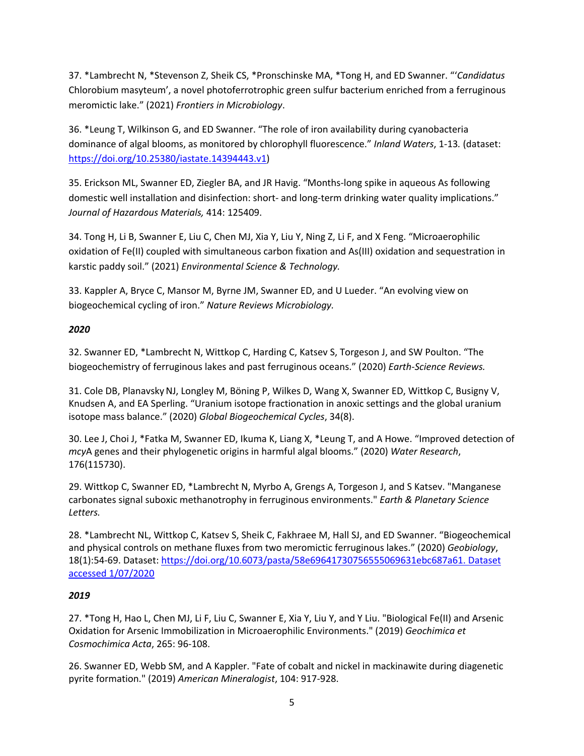37. *Lambrecht N, *Stevenson Z, Sheik CS, *Pronschinske MA, *Tong H, and ED Swanner. "'*Candidatus* Chlorobium masyteum', a novel photoferrotrophic green sulfur bacterium enriched from a ferruginous meromictic lake." (2021) *Frontiers in Microbiology*.

36. *Leung T, Wilkinson G, and ED Swanner. "The role of iron availability during cyanobacteria dominance of algal blooms, as monitored by chlorophyll fluorescence." *Inland Waters*, 1-13. (dataset: https://doi.org/10.25380/iastate.14394443.v1)

35. Erickson ML, Swanner ED, Ziegler BA, and JR Havig. "Months-long spike in aqueous As following domestic well installation and disinfection: short- and long-term drinking water quality implications." *Journal of Hazardous Materials,* 414: 125409.

34. Tong H, Li B, Swanner E, Liu C, Chen MJ, Xia Y, Liu Y, Ning Z, Li F, and X Feng. "Microaerophilic oxidation of Fe(II) coupled with simultaneous carbon fixation and As(III) oxidation and sequestration in karstic paddy soil." (2021) *Environmental Science & Technology.*

33. Kappler A, Bryce C, Mansor M, Byrne JM, Swanner ED, and U Lueder. "An evolving view on biogeochemical cycling of iron." *Nature Reviews Microbiology.*

***2020***

32. Swanner ED, *Lambrecht N, Wittkop C, Harding C, Katsev S, Torgeson J, and SW Poulton. "The biogeochemistry of ferruginous lakes and past ferruginous oceans." (2020) *Earth-Science Reviews.*

31. Cole DB, Planavsky NJ, Longley M, Böning P, Wilkes D, Wang X, Swanner ED, Wittkop C, Busigny V, Knudsen A, and EA Sperling. "Uranium isotope fractionation in anoxic settings and the global uranium isotope mass balance." (2020) *Global Biogeochemical Cycles*, 34(8).

30. Lee J, Choi J, *Fatka M, Swanner ED, Ikuma K, Liang X, *Leung T, and A Howe. "Improved detection of *mcy*A genes and their phylogenetic origins in harmful algal blooms." (2020) *Water Research*, 176(115730).

29. Wittkop C, Swanner ED, *Lambrecht N, Myrbo A, Grengs A, Torgeson J, and S Katsev. "Manganese carbonates signal suboxic methanotrophy in ferruginous environments." *Earth & Planetary Science Letters.*

28. *Lambrecht NL, Wittkop C, Katsev S, Sheik C, Fakhraee M, Hall SJ, and ED Swanner. "Biogeochemical and physical controls on methane fluxes from two meromictic ferruginous lakes." (2020) *Geobiology*, 18(1):54-69. Dataset: https://doi.org/10.6073/pasta/58e69641730756555069631ebc687a61. Dataset accessed 1/07/2020

***2019***

27. *Tong H, Hao L, Chen MJ, Li F, Liu C, Swanner E, Xia Y, Liu Y, and Y Liu. "Biological Fe(II) and Arsenic Oxidation for Arsenic Immobilization in Microaerophilic Environments." (2019) *Geochimica et Cosmochimica Acta*, 265: 96-108.

26. Swanner ED, Webb SM, and A Kappler. "Fate of cobalt and nickel in mackinawite during diagenetic pyrite formation." (2019) *American Mineralogist*, 104: 917-928.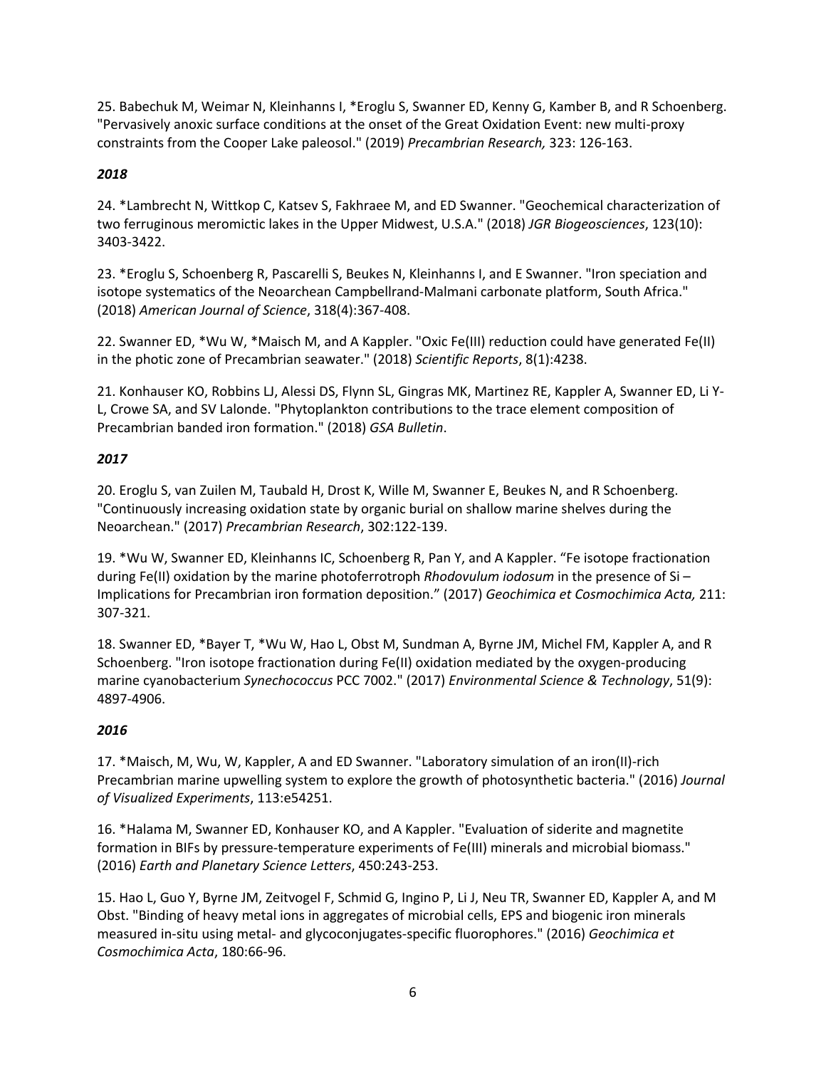25. Babechuk M, Weimar N, Kleinhanns I, *Eroglu S, Swanner ED, Kenny G, Kamber B, and R Schoenberg. "Pervasively anoxic surface conditions at the onset of the Great Oxidation Event: new multi-proxy constraints from the Cooper Lake paleosol." (2019) *Precambrian Research,* 323: 126-163.

***2018***

24. *Lambrecht N, Wittkop C, Katsev S, Fakhraee M, and ED Swanner. "Geochemical characterization of two ferruginous meromictic lakes in the Upper Midwest, U.S.A." (2018) *JGR Biogeosciences*, 123(10): 3403-3422.

23. *Eroglu S, Schoenberg R, Pascarelli S, Beukes N, Kleinhanns I, and E Swanner. "Iron speciation and isotope systematics of the Neoarchean Campbellrand-Malmani carbonate platform, South Africa." (2018) *American Journal of Science*, 318(4):367-408.

22. Swanner ED, *Wu W, *Maisch M, and A Kappler. "Oxic Fe(III) reduction could have generated Fe(II) in the photic zone of Precambrian seawater." (2018) *Scientific Reports*, 8(1):4238.

21. Konhauser KO, Robbins LJ, Alessi DS, Flynn SL, Gingras MK, Martinez RE, Kappler A, Swanner ED, Li Y-L, Crowe SA, and SV Lalonde. "Phytoplankton contributions to the trace element composition of Precambrian banded iron formation." (2018) *GSA Bulletin*.

***2017***

20. Eroglu S, van Zuilen M, Taubald H, Drost K, Wille M, Swanner E, Beukes N, and R Schoenberg. "Continuously increasing oxidation state by organic burial on shallow marine shelves during the Neoarchean." (2017) *Precambrian Research*, 302:122-139.

19. *Wu W, Swanner ED, Kleinhanns IC, Schoenberg R, Pan Y, and A Kappler. "Fe isotope fractionation during Fe(II) oxidation by the marine photoferrotroph *Rhodovulum iodosum* in the presence of Si – Implications for Precambrian iron formation deposition." (2017) *Geochimica et Cosmochimica Acta,* 211: 307-321.

18. Swanner ED, *Bayer T, *Wu W, Hao L, Obst M, Sundman A, Byrne JM, Michel FM, Kappler A, and R Schoenberg. "Iron isotope fractionation during Fe(II) oxidation mediated by the oxygen-producing marine cyanobacterium *Synechococcus* PCC 7002." (2017) *Environmental Science & Technology*, 51(9): 4897-4906.

***2016***

17. *Maisch, M, Wu, W, Kappler, A and ED Swanner. "Laboratory simulation of an iron(II)-rich Precambrian marine upwelling system to explore the growth of photosynthetic bacteria." (2016) *Journal of Visualized Experiments*, 113:e54251.

16. *Halama M, Swanner ED, Konhauser KO, and A Kappler. "Evaluation of siderite and magnetite formation in BIFs by pressure-temperature experiments of Fe(III) minerals and microbial biomass." (2016) *Earth and Planetary Science Letters*, 450:243-253.

15. Hao L, Guo Y, Byrne JM, Zeitvogel F, Schmid G, Ingino P, Li J, Neu TR, Swanner ED, Kappler A, and M Obst. "Binding of heavy metal ions in aggregates of microbial cells, EPS and biogenic iron minerals measured in-situ using metal- and glycoconjugates-specific fluorophores." (2016) *Geochimica et Cosmochimica Acta*, 180:66-96.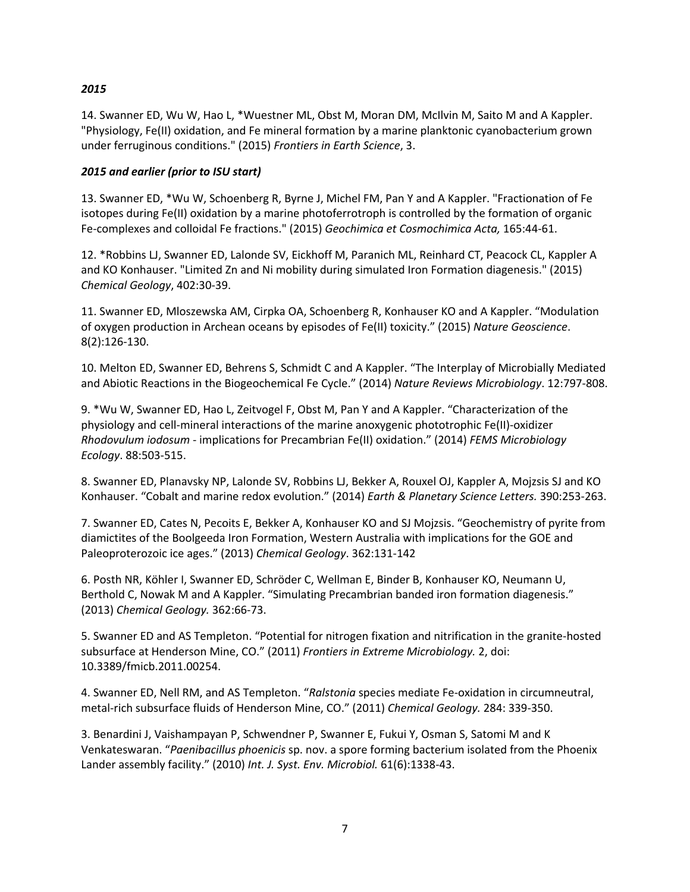***2015***

14. Swanner ED, Wu W, Hao L, *Wuestner ML, Obst M, Moran DM, McIlvin M, Saito M and A Kappler. "Physiology, Fe(II) oxidation, and Fe mineral formation by a marine planktonic cyanobacterium grown under ferruginous conditions." (2015) *Frontiers in Earth Science*, 3.

***2015 and earlier (prior to ISU start)***

13. Swanner ED, *Wu W, Schoenberg R, Byrne J, Michel FM, Pan Y and A Kappler. "Fractionation of Fe isotopes during Fe(II) oxidation by a marine photoferrotroph is controlled by the formation of organic Fe-complexes and colloidal Fe fractions." (2015) *Geochimica et Cosmochimica Acta,* 165:44-61.

12. *Robbins LJ, Swanner ED, Lalonde SV, Eickhoff M, Paranich ML, Reinhard CT, Peacock CL, Kappler A and KO Konhauser. "Limited Zn and Ni mobility during simulated Iron Formation diagenesis." (2015) *Chemical Geology*, 402:30-39.

11. Swanner ED, Mloszewska AM, Cirpka OA, Schoenberg R, Konhauser KO and A Kappler. "Modulation of oxygen production in Archean oceans by episodes of Fe(II) toxicity." (2015) *Nature Geoscience*. 8(2):126-130.

10. Melton ED, Swanner ED, Behrens S, Schmidt C and A Kappler. "The Interplay of Microbially Mediated and Abiotic Reactions in the Biogeochemical Fe Cycle." (2014) *Nature Reviews Microbiology*. 12:797-808.

9. *Wu W, Swanner ED, Hao L, Zeitvogel F, Obst M, Pan Y and A Kappler. "Characterization of the physiology and cell-mineral interactions of the marine anoxygenic phototrophic Fe(II)-oxidizer *Rhodovulum iodosum* - implications for Precambrian Fe(II) oxidation." (2014) *FEMS Microbiology Ecology*. 88:503-515.

8. Swanner ED, Planavsky NP, Lalonde SV, Robbins LJ, Bekker A, Rouxel OJ, Kappler A, Mojzsis SJ and KO Konhauser. "Cobalt and marine redox evolution." (2014) *Earth & Planetary Science Letters.* 390:253-263.

7. Swanner ED, Cates N, Pecoits E, Bekker A, Konhauser KO and SJ Mojzsis. "Geochemistry of pyrite from diamictites of the Boolgeeda Iron Formation, Western Australia with implications for the GOE and Paleoproterozoic ice ages." (2013) *Chemical Geology*. 362:131-142

6. Posth NR, Köhler I, Swanner ED, Schröder C, Wellman E, Binder B, Konhauser KO, Neumann U, Berthold C, Nowak M and A Kappler. "Simulating Precambrian banded iron formation diagenesis." (2013) *Chemical Geology.* 362:66-73.

5. Swanner ED and AS Templeton. "Potential for nitrogen fixation and nitrification in the granite-hosted subsurface at Henderson Mine, CO." (2011) *Frontiers in Extreme Microbiology.* 2, doi: 10.3389/fmicb.2011.00254.

4. Swanner ED, Nell RM, and AS Templeton. "*Ralstonia* species mediate Fe-oxidation in circumneutral, metal-rich subsurface fluids of Henderson Mine, CO." (2011) *Chemical Geology.* 284: 339-350.

3. Benardini J, Vaishampayan P, Schwendner P, Swanner E, Fukui Y, Osman S, Satomi M and K Venkateswaran. "*Paenibacillus phoenicis* sp. nov. a spore forming bacterium isolated from the Phoenix Lander assembly facility." (2010) *Int. J. Syst. Env. Microbiol.* 61(6):1338-43.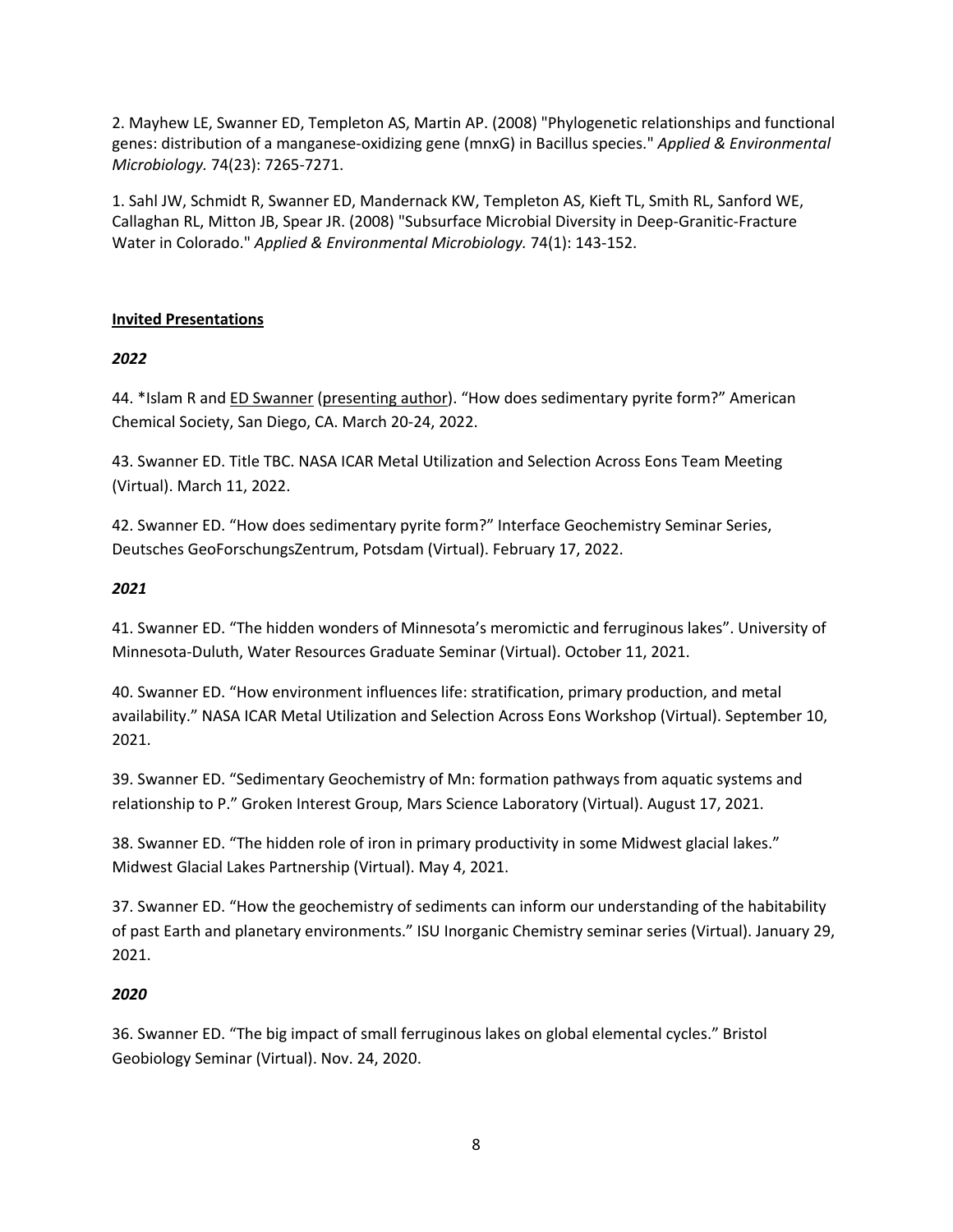2. Mayhew LE, Swanner ED, Templeton AS, Martin AP. (2008) "Phylogenetic relationships and functional genes: distribution of a manganese-oxidizing gene (mnxG) in Bacillus species." *Applied & Environmental Microbiology.* 74(23): 7265-7271.

1. Sahl JW, Schmidt R, Swanner ED, Mandernack KW, Templeton AS, Kieft TL, Smith RL, Sanford WE, Callaghan RL, Mitton JB, Spear JR. (2008) "Subsurface Microbial Diversity in Deep-Granitic-Fracture Water in Colorado." *Applied & Environmental Microbiology.* 74(1): 143-152.

## <u>Invited Presentations</u>

### ***2022***

44. *Islam R and <u>ED Swanner</u> (<u>presenting author</u>). "How does sedimentary pyrite form?" American Chemical Society, San Diego, CA. March 20-24, 2022.

43. Swanner ED. Title TBC. NASA ICAR Metal Utilization and Selection Across Eons Team Meeting (Virtual). March 11, 2022.

42. Swanner ED. "How does sedimentary pyrite form?" Interface Geochemistry Seminar Series, Deutsches GeoForschungsZentrum, Potsdam (Virtual). February 17, 2022.

### ***2021***

41. Swanner ED. "The hidden wonders of Minnesota's meromictic and ferruginous lakes". University of Minnesota-Duluth, Water Resources Graduate Seminar (Virtual). October 11, 2021.

40. Swanner ED. "How environment influences life: stratification, primary production, and metal availability." NASA ICAR Metal Utilization and Selection Across Eons Workshop (Virtual). September 10, 2021.

39. Swanner ED. "Sedimentary Geochemistry of Mn: formation pathways from aquatic systems and relationship to P." Groken Interest Group, Mars Science Laboratory (Virtual). August 17, 2021.

38. Swanner ED. "The hidden role of iron in primary productivity in some Midwest glacial lakes." Midwest Glacial Lakes Partnership (Virtual). May 4, 2021.

37. Swanner ED. "How the geochemistry of sediments can inform our understanding of the habitability of past Earth and planetary environments." ISU Inorganic Chemistry seminar series (Virtual). January 29, 2021.

### ***2020***

36. Swanner ED. "The big impact of small ferruginous lakes on global elemental cycles." Bristol Geobiology Seminar (Virtual). Nov. 24, 2020.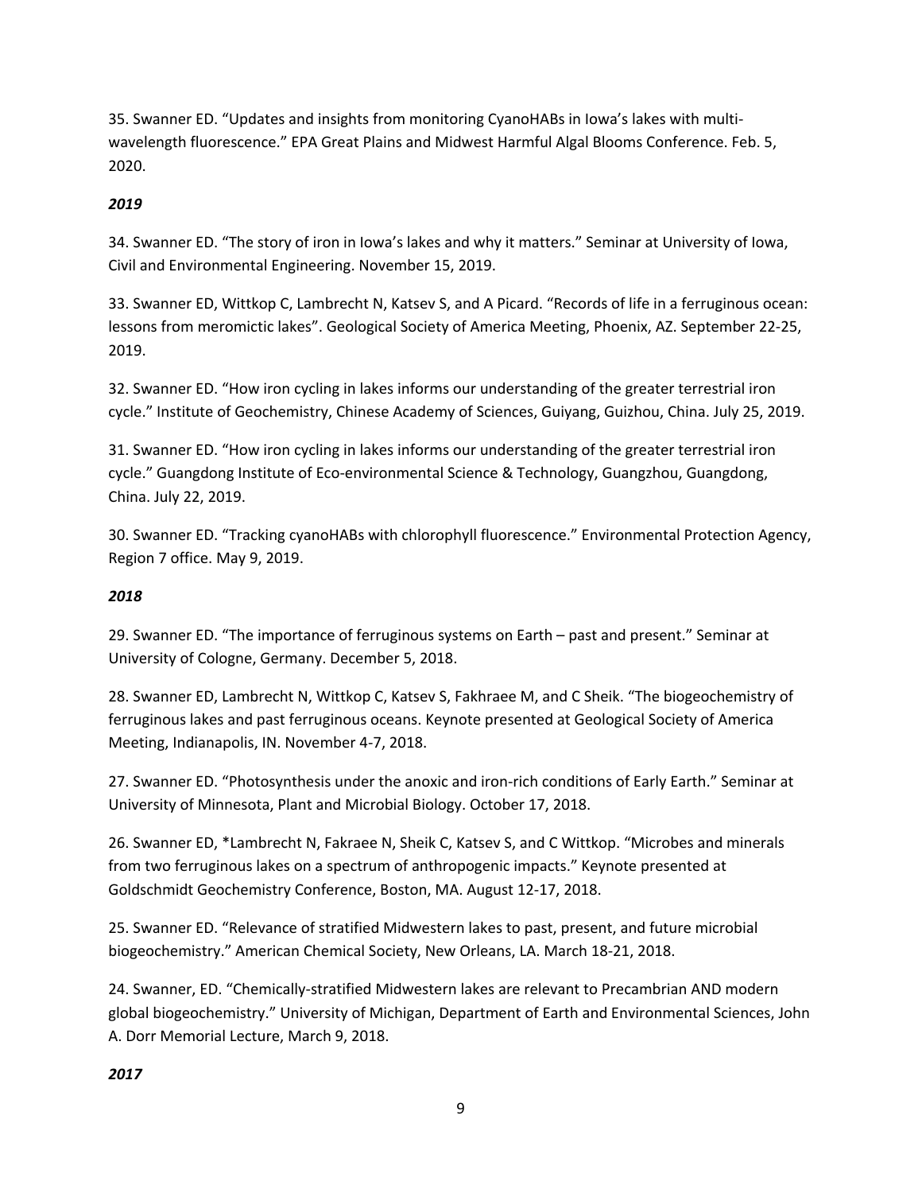35. Swanner ED. “Updates and insights from monitoring CyanoHABs in Iowa’s lakes with multi-wavelength fluorescence.” EPA Great Plains and Midwest Harmful Algal Blooms Conference. Feb. 5, 2020.

***2019***

34. Swanner ED. “The story of iron in Iowa’s lakes and why it matters.” Seminar at University of Iowa, Civil and Environmental Engineering. November 15, 2019.

33. Swanner ED, Wittkop C, Lambrecht N, Katsev S, and A Picard. “Records of life in a ferruginous ocean: lessons from meromictic lakes”. Geological Society of America Meeting, Phoenix, AZ. September 22-25, 2019.

32. Swanner ED. “How iron cycling in lakes informs our understanding of the greater terrestrial iron cycle.” Institute of Geochemistry, Chinese Academy of Sciences, Guiyang, Guizhou, China. July 25, 2019.

31. Swanner ED. “How iron cycling in lakes informs our understanding of the greater terrestrial iron cycle.” Guangdong Institute of Eco-environmental Science & Technology, Guangzhou, Guangdong, China. July 22, 2019.

30. Swanner ED. “Tracking cyanoHABs with chlorophyll fluorescence.” Environmental Protection Agency, Region 7 office. May 9, 2019.

***2018***

29. Swanner ED. “The importance of ferruginous systems on Earth – past and present.” Seminar at University of Cologne, Germany. December 5, 2018.

28. Swanner ED, Lambrecht N, Wittkop C, Katsev S, Fakhraee M, and C Sheik. “The biogeochemistry of ferruginous lakes and past ferruginous oceans. Keynote presented at Geological Society of America Meeting, Indianapolis, IN. November 4-7, 2018.

27. Swanner ED. “Photosynthesis under the anoxic and iron-rich conditions of Early Earth.” Seminar at University of Minnesota, Plant and Microbial Biology. October 17, 2018.

26. Swanner ED, *Lambrecht N, Fakraee N, Sheik C, Katsev S, and C Wittkop. “Microbes and minerals from two ferruginous lakes on a spectrum of anthropogenic impacts.” Keynote presented at Goldschmidt Geochemistry Conference, Boston, MA. August 12-17, 2018.

25. Swanner ED. “Relevance of stratified Midwestern lakes to past, present, and future microbial biogeochemistry.” American Chemical Society, New Orleans, LA. March 18-21, 2018.

24. Swanner, ED. “Chemically-stratified Midwestern lakes are relevant to Precambrian AND modern global biogeochemistry.” University of Michigan, Department of Earth and Environmental Sciences, John A. Dorr Memorial Lecture, March 9, 2018.

***2017***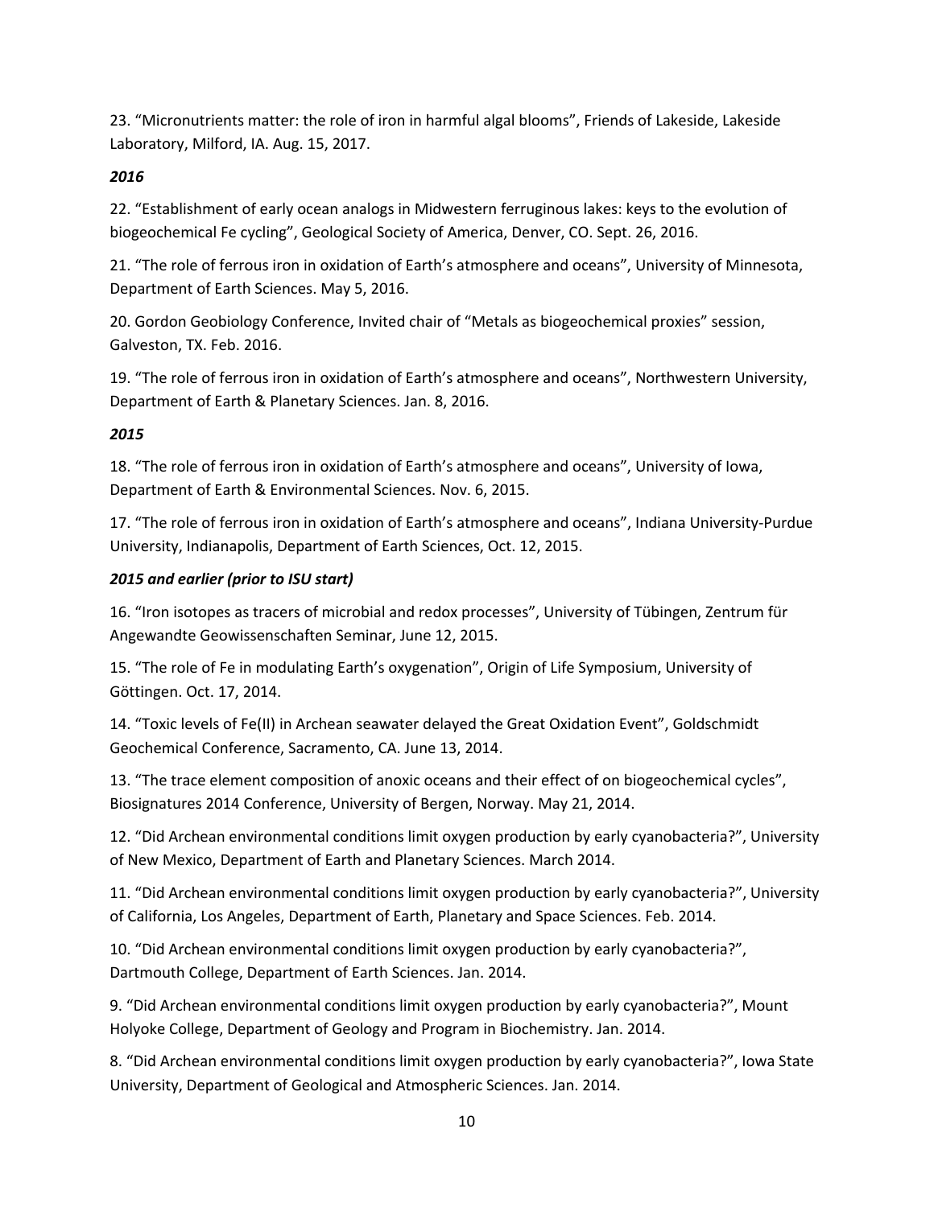23. “Micronutrients matter: the role of iron in harmful algal blooms”, Friends of Lakeside, Lakeside Laboratory, Milford, IA. Aug. 15, 2017.

***2016***

22. “Establishment of early ocean analogs in Midwestern ferruginous lakes: keys to the evolution of biogeochemical Fe cycling”, Geological Society of America, Denver, CO. Sept. 26, 2016.

21. “The role of ferrous iron in oxidation of Earth’s atmosphere and oceans”, University of Minnesota, Department of Earth Sciences. May 5, 2016.

20. Gordon Geobiology Conference, Invited chair of “Metals as biogeochemical proxies” session, Galveston, TX. Feb. 2016.

19. “The role of ferrous iron in oxidation of Earth’s atmosphere and oceans”, Northwestern University, Department of Earth & Planetary Sciences. Jan. 8, 2016.

***2015***

18. “The role of ferrous iron in oxidation of Earth’s atmosphere and oceans”, University of Iowa, Department of Earth & Environmental Sciences. Nov. 6, 2015.

17. “The role of ferrous iron in oxidation of Earth’s atmosphere and oceans”, Indiana University-Purdue University, Indianapolis, Department of Earth Sciences, Oct. 12, 2015.

***2015 and earlier (prior to ISU start)***

16. “Iron isotopes as tracers of microbial and redox processes”, University of Tübingen, Zentrum für Angewandte Geowissenschaften Seminar, June 12, 2015.

15. “The role of Fe in modulating Earth’s oxygenation”, Origin of Life Symposium, University of Göttingen. Oct. 17, 2014.

14. “Toxic levels of Fe(II) in Archean seawater delayed the Great Oxidation Event”, Goldschmidt Geochemical Conference, Sacramento, CA. June 13, 2014.

13. “The trace element composition of anoxic oceans and their effect of on biogeochemical cycles”, Biosignatures 2014 Conference, University of Bergen, Norway. May 21, 2014.

12. “Did Archean environmental conditions limit oxygen production by early cyanobacteria?”, University of New Mexico, Department of Earth and Planetary Sciences. March 2014.

11. “Did Archean environmental conditions limit oxygen production by early cyanobacteria?”, University of California, Los Angeles, Department of Earth, Planetary and Space Sciences. Feb. 2014.

10. “Did Archean environmental conditions limit oxygen production by early cyanobacteria?”, Dartmouth College, Department of Earth Sciences. Jan. 2014.

9. “Did Archean environmental conditions limit oxygen production by early cyanobacteria?”, Mount Holyoke College, Department of Geology and Program in Biochemistry. Jan. 2014.

8. “Did Archean environmental conditions limit oxygen production by early cyanobacteria?”, Iowa State University, Department of Geological and Atmospheric Sciences. Jan. 2014.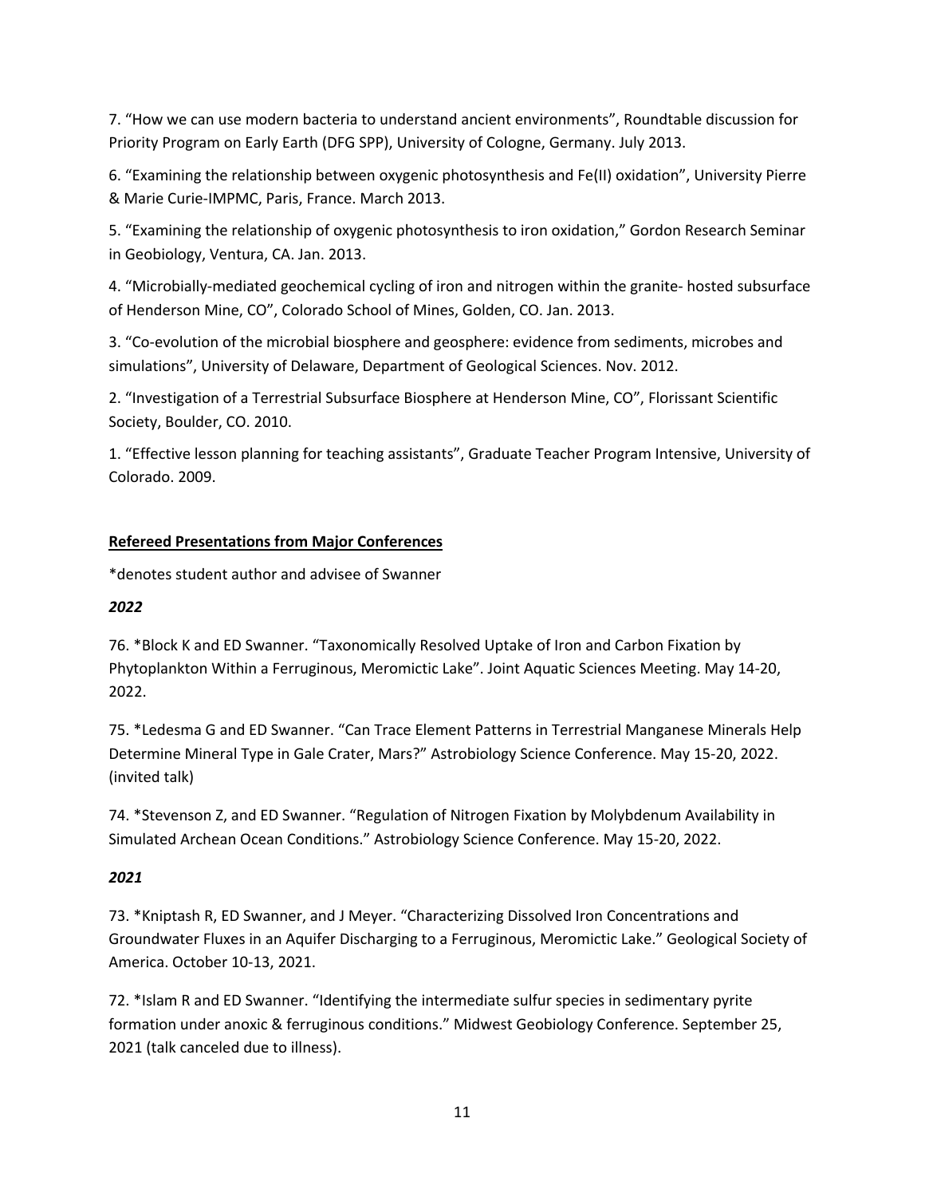7. “How we can use modern bacteria to understand ancient environments”, Roundtable discussion for Priority Program on Early Earth (DFG SPP), University of Cologne, Germany. July 2013.

6. “Examining the relationship between oxygenic photosynthesis and Fe(II) oxidation”, University Pierre & Marie Curie-IMPMC, Paris, France. March 2013.

5. “Examining the relationship of oxygenic photosynthesis to iron oxidation,” Gordon Research Seminar in Geobiology, Ventura, CA. Jan. 2013.

4. “Microbially-mediated geochemical cycling of iron and nitrogen within the granite- hosted subsurface of Henderson Mine, CO”, Colorado School of Mines, Golden, CO. Jan. 2013.

3. “Co-evolution of the microbial biosphere and geosphere: evidence from sediments, microbes and simulations”, University of Delaware, Department of Geological Sciences. Nov. 2012.

2. “Investigation of a Terrestrial Subsurface Biosphere at Henderson Mine, CO”, Florissant Scientific Society, Boulder, CO. 2010.

1. “Effective lesson planning for teaching assistants”, Graduate Teacher Program Intensive, University of Colorado. 2009.

## Refereed Presentations from Major Conferences

*denotes student author and advisee of Swanner

### *2022*

76. *Block K and ED Swanner. “Taxonomically Resolved Uptake of Iron and Carbon Fixation by Phytoplankton Within a Ferruginous, Meromictic Lake”. Joint Aquatic Sciences Meeting. May 14-20, 2022.

75. *Ledesma G and ED Swanner. “Can Trace Element Patterns in Terrestrial Manganese Minerals Help Determine Mineral Type in Gale Crater, Mars?” Astrobiology Science Conference. May 15-20, 2022. (invited talk)

74. *Stevenson Z, and ED Swanner. “Regulation of Nitrogen Fixation by Molybdenum Availability in Simulated Archean Ocean Conditions.” Astrobiology Science Conference. May 15-20, 2022.

### *2021*

73. *Kniptash R, ED Swanner, and J Meyer. “Characterizing Dissolved Iron Concentrations and Groundwater Fluxes in an Aquifer Discharging to a Ferruginous, Meromictic Lake.” Geological Society of America. October 10-13, 2021.

72. *Islam R and ED Swanner. “Identifying the intermediate sulfur species in sedimentary pyrite formation under anoxic & ferruginous conditions.” Midwest Geobiology Conference. September 25, 2021 (talk canceled due to illness).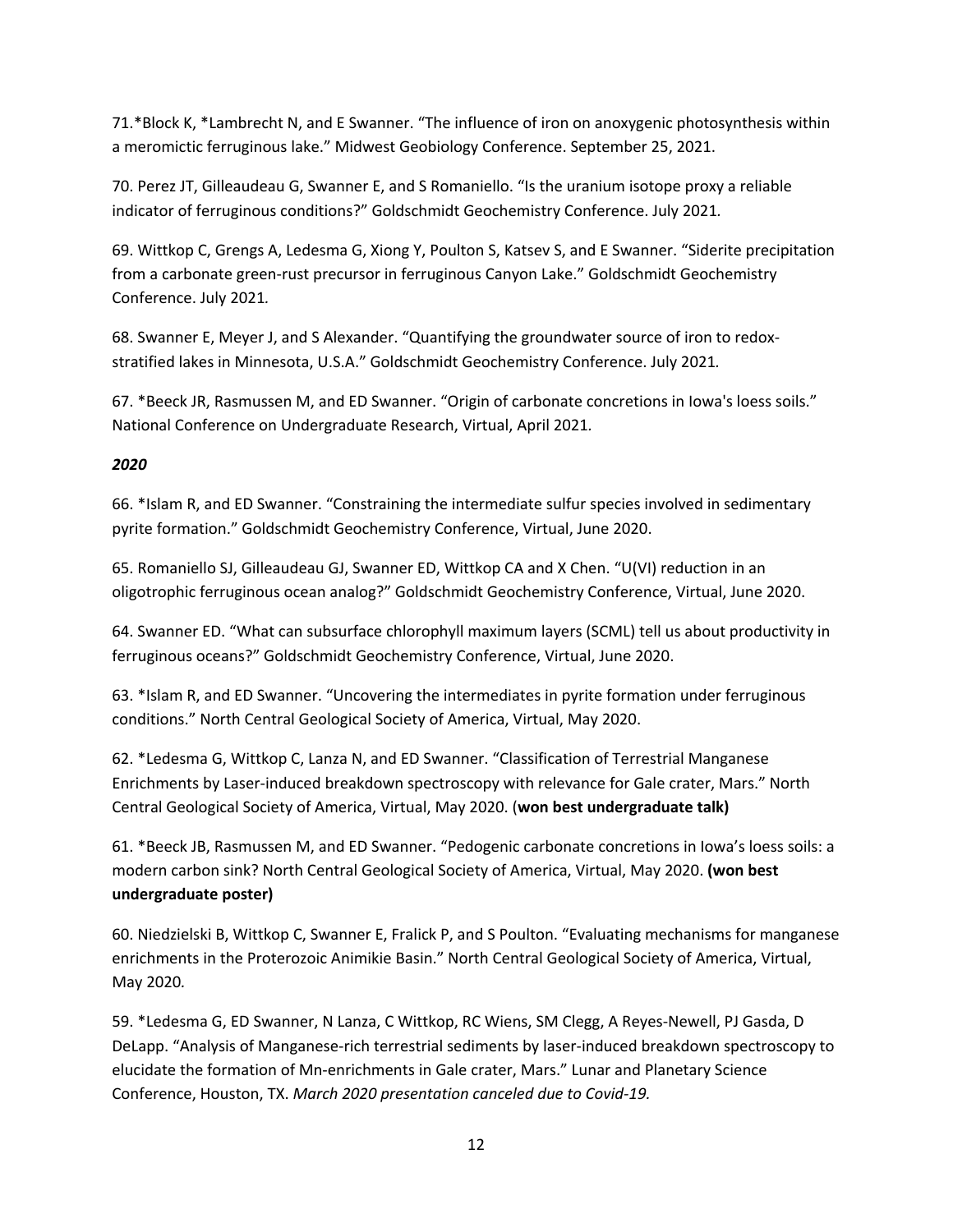71.*Block K, *Lambrecht N, and E Swanner. “The influence of iron on anoxygenic photosynthesis within a meromictic ferruginous lake.” Midwest Geobiology Conference. September 25, 2021.

70. Perez JT, Gilleaudeau G, Swanner E, and S Romaniello. “Is the uranium isotope proxy a reliable indicator of ferruginous conditions?” Goldschmidt Geochemistry Conference. July 2021.

69. Wittkop C, Grengs A, Ledesma G, Xiong Y, Poulton S, Katsev S, and E Swanner. “Siderite precipitation from a carbonate green-rust precursor in ferruginous Canyon Lake.” Goldschmidt Geochemistry Conference. July 2021.

68. Swanner E, Meyer J, and S Alexander. “Quantifying the groundwater source of iron to redox-stratified lakes in Minnesota, U.S.A.” Goldschmidt Geochemistry Conference. July 2021.

67. *Beeck JR, Rasmussen M, and ED Swanner. “Origin of carbonate concretions in Iowa's loess soils.” National Conference on Undergraduate Research, Virtual, April 2021.

***2020***

66. *Islam R, and ED Swanner. “Constraining the intermediate sulfur species involved in sedimentary pyrite formation.” Goldschmidt Geochemistry Conference, Virtual, June 2020.

65. Romaniello SJ, Gilleaudeau GJ, Swanner ED, Wittkop CA and X Chen. “U(VI) reduction in an oligotrophic ferruginous ocean analog?” Goldschmidt Geochemistry Conference, Virtual, June 2020.

64. Swanner ED. “What can subsurface chlorophyll maximum layers (SCML) tell us about productivity in ferruginous oceans?” Goldschmidt Geochemistry Conference, Virtual, June 2020.

63. *Islam R, and ED Swanner. “Uncovering the intermediates in pyrite formation under ferruginous conditions.” North Central Geological Society of America, Virtual, May 2020.

62. *Ledesma G, Wittkop C, Lanza N, and ED Swanner. “Classification of Terrestrial Manganese Enrichments by Laser-induced breakdown spectroscopy with relevance for Gale crater, Mars.” North Central Geological Society of America, Virtual, May 2020. (**won best undergraduate talk)**

61. *Beeck JB, Rasmussen M, and ED Swanner. “Pedogenic carbonate concretions in Iowa’s loess soils: a modern carbon sink? North Central Geological Society of America, Virtual, May 2020. **(won best undergraduate poster)**

60. Niedzielski B, Wittkop C, Swanner E, Fralick P, and S Poulton. “Evaluating mechanisms for manganese enrichments in the Proterozoic Animikie Basin.” North Central Geological Society of America, Virtual, May 2020.

59. *Ledesma G, ED Swanner, N Lanza, C Wittkop, RC Wiens, SM Clegg, A Reyes-Newell, PJ Gasda, D DeLapp. “Analysis of Manganese-rich terrestrial sediments by laser-induced breakdown spectroscopy to elucidate the formation of Mn-enrichments in Gale crater, Mars.” Lunar and Planetary Science Conference, Houston, TX. *March 2020 presentation canceled due to Covid-19.*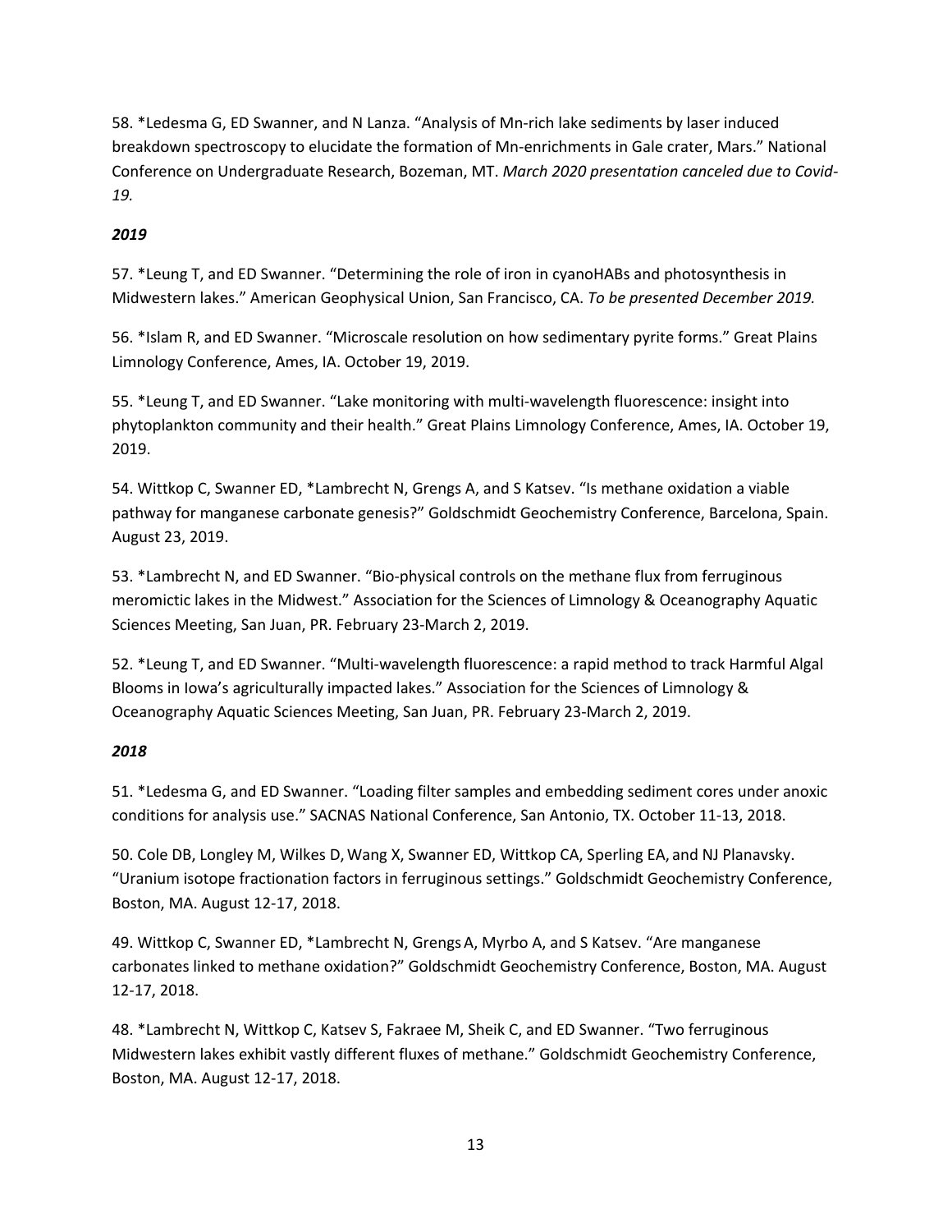58. *Ledesma G, ED Swanner, and N Lanza. “Analysis of Mn-rich lake sediments by laser induced breakdown spectroscopy to elucidate the formation of Mn-enrichments in Gale crater, Mars.” National Conference on Undergraduate Research, Bozeman, MT. *March 2020 presentation canceled due to Covid-19.*

***2019***

57. *Leung T, and ED Swanner. “Determining the role of iron in cyanoHABs and photosynthesis in Midwestern lakes.” American Geophysical Union, San Francisco, CA. *To be presented December 2019.*

56. *Islam R, and ED Swanner. “Microscale resolution on how sedimentary pyrite forms.” Great Plains Limnology Conference, Ames, IA. October 19, 2019.

55. *Leung T, and ED Swanner. “Lake monitoring with multi-wavelength fluorescence: insight into phytoplankton community and their health.” Great Plains Limnology Conference, Ames, IA. October 19, 2019.

54. Wittkop C, Swanner ED, *Lambrecht N, Grengs A, and S Katsev. “Is methane oxidation a viable pathway for manganese carbonate genesis?” Goldschmidt Geochemistry Conference, Barcelona, Spain. August 23, 2019.

53. *Lambrecht N, and ED Swanner. “Bio-physical controls on the methane flux from ferruginous meromictic lakes in the Midwest.” Association for the Sciences of Limnology & Oceanography Aquatic Sciences Meeting, San Juan, PR. February 23-March 2, 2019.

52. *Leung T, and ED Swanner. “Multi-wavelength fluorescence: a rapid method to track Harmful Algal Blooms in Iowa’s agriculturally impacted lakes.” Association for the Sciences of Limnology & Oceanography Aquatic Sciences Meeting, San Juan, PR. February 23-March 2, 2019.

***2018***

51. *Ledesma G, and ED Swanner. “Loading filter samples and embedding sediment cores under anoxic conditions for analysis use.” SACNAS National Conference, San Antonio, TX. October 11-13, 2018.

50. Cole DB, Longley M, Wilkes D, Wang X, Swanner ED, Wittkop CA, Sperling EA, and NJ Planavsky. “Uranium isotope fractionation factors in ferruginous settings.” Goldschmidt Geochemistry Conference, Boston, MA. August 12-17, 2018.

49. Wittkop C, Swanner ED, *Lambrecht N, Grengs A, Myrbo A, and S Katsev. “Are manganese carbonates linked to methane oxidation?” Goldschmidt Geochemistry Conference, Boston, MA. August 12-17, 2018.

48. *Lambrecht N, Wittkop C, Katsev S, Fakraee M, Sheik C, and ED Swanner. “Two ferruginous Midwestern lakes exhibit vastly different fluxes of methane.” Goldschmidt Geochemistry Conference, Boston, MA. August 12-17, 2018.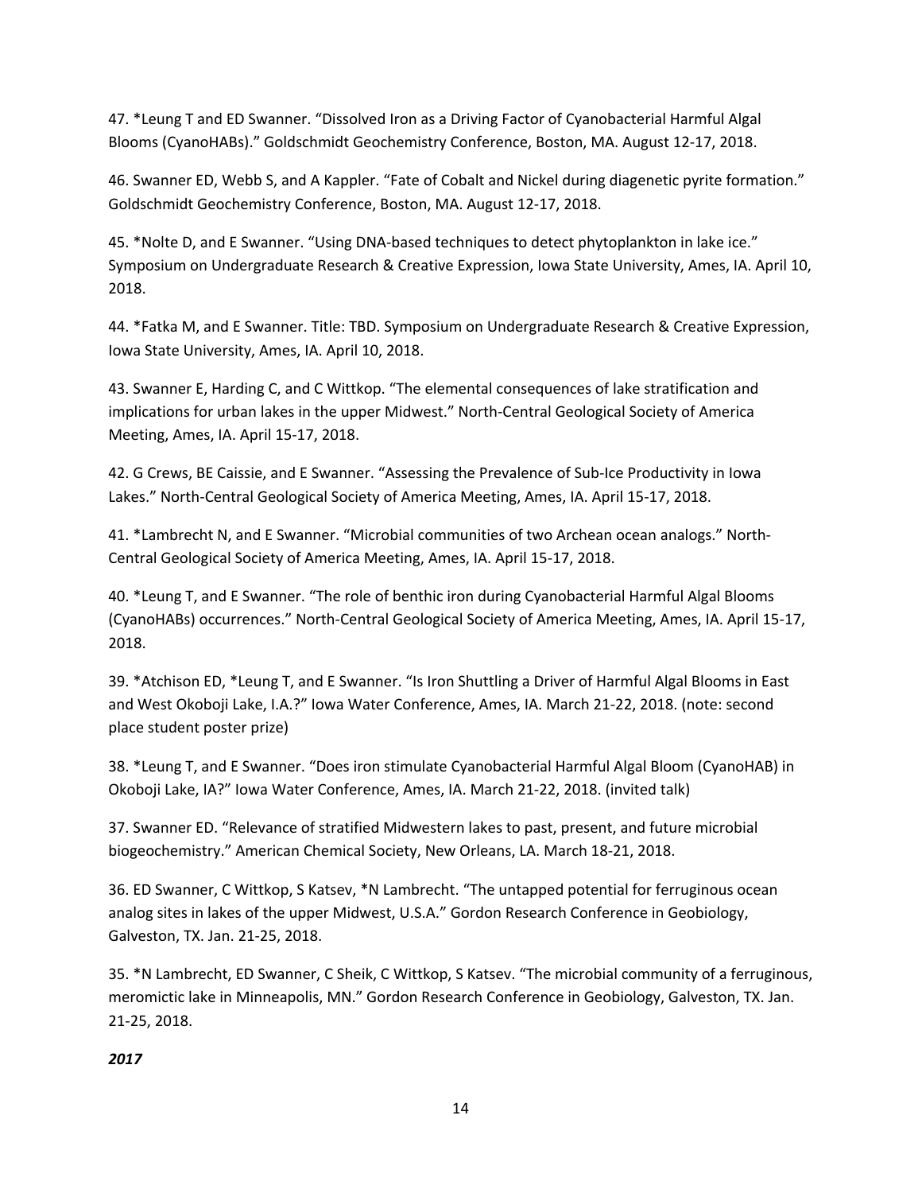47. *Leung T and ED Swanner. “Dissolved Iron as a Driving Factor of Cyanobacterial Harmful Algal Blooms (CyanoHABs).” Goldschmidt Geochemistry Conference, Boston, MA. August 12-17, 2018.

46. Swanner ED, Webb S, and A Kappler. “Fate of Cobalt and Nickel during diagenetic pyrite formation.” Goldschmidt Geochemistry Conference, Boston, MA. August 12-17, 2018.

45. *Nolte D, and E Swanner. “Using DNA-based techniques to detect phytoplankton in lake ice.” Symposium on Undergraduate Research & Creative Expression, Iowa State University, Ames, IA. April 10, 2018.

44. *Fatka M, and E Swanner. Title: TBD. Symposium on Undergraduate Research & Creative Expression, Iowa State University, Ames, IA. April 10, 2018.

43. Swanner E, Harding C, and C Wittkop. “The elemental consequences of lake stratification and implications for urban lakes in the upper Midwest.” North-Central Geological Society of America Meeting, Ames, IA. April 15-17, 2018.

42. G Crews, BE Caissie, and E Swanner. “Assessing the Prevalence of Sub-Ice Productivity in Iowa Lakes.” North-Central Geological Society of America Meeting, Ames, IA. April 15-17, 2018.

41. *Lambrecht N, and E Swanner. “Microbial communities of two Archean ocean analogs.” North-Central Geological Society of America Meeting, Ames, IA. April 15-17, 2018.

40. *Leung T, and E Swanner. “The role of benthic iron during Cyanobacterial Harmful Algal Blooms (CyanoHABs) occurrences.” North-Central Geological Society of America Meeting, Ames, IA. April 15-17, 2018.

39. *Atchison ED, *Leung T, and E Swanner. “Is Iron Shuttling a Driver of Harmful Algal Blooms in East and West Okoboji Lake, I.A.?” Iowa Water Conference, Ames, IA. March 21-22, 2018. (note: second place student poster prize)

38. *Leung T, and E Swanner. “Does iron stimulate Cyanobacterial Harmful Algal Bloom (CyanoHAB) in Okoboji Lake, IA?” Iowa Water Conference, Ames, IA. March 21-22, 2018. (invited talk)

37. Swanner ED. “Relevance of stratified Midwestern lakes to past, present, and future microbial biogeochemistry.” American Chemical Society, New Orleans, LA. March 18-21, 2018.

36. ED Swanner, C Wittkop, S Katsev, *N Lambrecht. “The untapped potential for ferruginous ocean analog sites in lakes of the upper Midwest, U.S.A.” Gordon Research Conference in Geobiology, Galveston, TX. Jan. 21-25, 2018.

35. *N Lambrecht, ED Swanner, C Sheik, C Wittkop, S Katsev. “The microbial community of a ferruginous, meromictic lake in Minneapolis, MN.” Gordon Research Conference in Geobiology, Galveston, TX. Jan. 21-25, 2018.

***2017***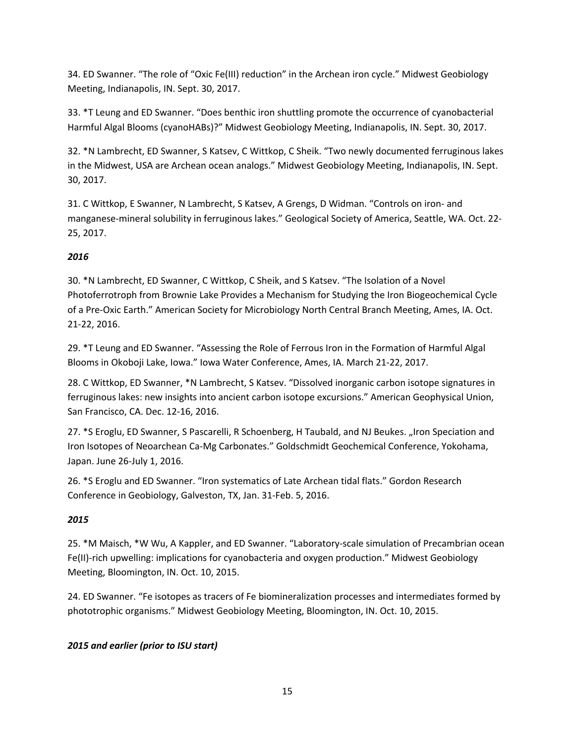34. ED Swanner. "The role of "Oxic Fe(III) reduction" in the Archean iron cycle." Midwest Geobiology Meeting, Indianapolis, IN. Sept. 30, 2017.

33. *T Leung and ED Swanner. "Does benthic iron shuttling promote the occurrence of cyanobacterial Harmful Algal Blooms (cyanoHABs)?" Midwest Geobiology Meeting, Indianapolis, IN. Sept. 30, 2017.

32. *N Lambrecht, ED Swanner, S Katsev, C Wittkop, C Sheik. "Two newly documented ferruginous lakes in the Midwest, USA are Archean ocean analogs." Midwest Geobiology Meeting, Indianapolis, IN. Sept. 30, 2017.

31. C Wittkop, E Swanner, N Lambrecht, S Katsev, A Grengs, D Widman. "Controls on iron- and manganese-mineral solubility in ferruginous lakes." Geological Society of America, Seattle, WA. Oct. 22-25, 2017.

***2016***

30. *N Lambrecht, ED Swanner, C Wittkop, C Sheik, and S Katsev. "The Isolation of a Novel Photoferrotroph from Brownie Lake Provides a Mechanism for Studying the Iron Biogeochemical Cycle of a Pre-Oxic Earth." American Society for Microbiology North Central Branch Meeting, Ames, IA. Oct. 21-22, 2016.

29. *T Leung and ED Swanner. "Assessing the Role of Ferrous Iron in the Formation of Harmful Algal Blooms in Okoboji Lake, Iowa." Iowa Water Conference, Ames, IA. March 21-22, 2017.

28. C Wittkop, ED Swanner, *N Lambrecht, S Katsev. "Dissolved inorganic carbon isotope signatures in ferruginous lakes: new insights into ancient carbon isotope excursions." American Geophysical Union, San Francisco, CA. Dec. 12-16, 2016.

27. *S Eroglu, ED Swanner, S Pascarelli, R Schoenberg, H Taubald, and NJ Beukes. „Iron Speciation and Iron Isotopes of Neoarchean Ca-Mg Carbonates." Goldschmidt Geochemical Conference, Yokohama, Japan. June 26-July 1, 2016.

26. *S Eroglu and ED Swanner. "Iron systematics of Late Archean tidal flats." Gordon Research Conference in Geobiology, Galveston, TX, Jan. 31-Feb. 5, 2016.

***2015***

25. *M Maisch, *W Wu, A Kappler, and ED Swanner. "Laboratory-scale simulation of Precambrian ocean Fe(II)-rich upwelling: implications for cyanobacteria and oxygen production." Midwest Geobiology Meeting, Bloomington, IN. Oct. 10, 2015.

24. ED Swanner. "Fe isotopes as tracers of Fe biomineralization processes and intermediates formed by phototrophic organisms." Midwest Geobiology Meeting, Bloomington, IN. Oct. 10, 2015.

***2015 and earlier (prior to ISU start)***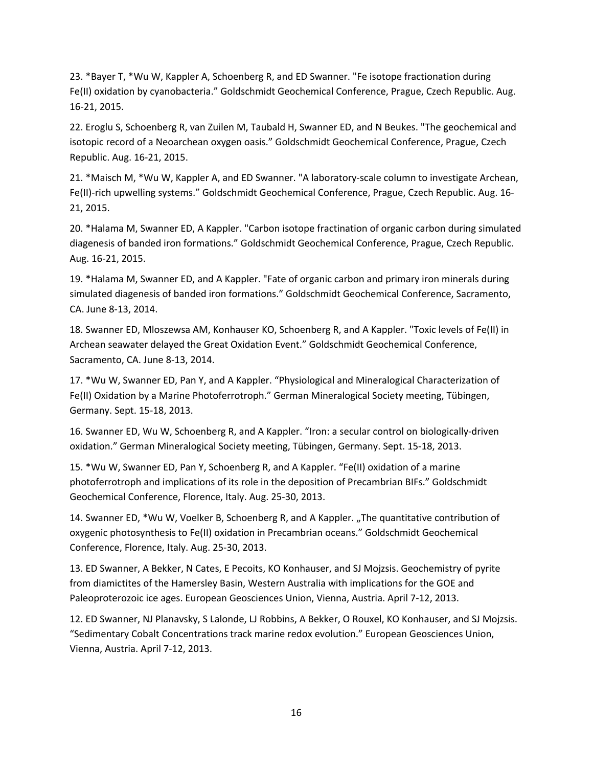23. *Bayer T, *Wu W, Kappler A, Schoenberg R, and ED Swanner. "Fe isotope fractionation during Fe(II) oxidation by cyanobacteria." Goldschmidt Geochemical Conference, Prague, Czech Republic. Aug. 16-21, 2015.

22. Eroglu S, Schoenberg R, van Zuilen M, Taubald H, Swanner ED, and N Beukes. "The geochemical and isotopic record of a Neoarchean oxygen oasis." Goldschmidt Geochemical Conference, Prague, Czech Republic. Aug. 16-21, 2015.

21. *Maisch M, *Wu W, Kappler A, and ED Swanner. "A laboratory-scale column to investigate Archean, Fe(II)-rich upwelling systems." Goldschmidt Geochemical Conference, Prague, Czech Republic. Aug. 16-21, 2015.

20. *Halama M, Swanner ED, A Kappler. "Carbon isotope fractination of organic carbon during simulated diagenesis of banded iron formations." Goldschmidt Geochemical Conference, Prague, Czech Republic. Aug. 16-21, 2015.

19. *Halama M, Swanner ED, and A Kappler. "Fate of organic carbon and primary iron minerals during simulated diagenesis of banded iron formations." Goldschmidt Geochemical Conference, Sacramento, CA. June 8-13, 2014.

18. Swanner ED, Mloszewsa AM, Konhauser KO, Schoenberg R, and A Kappler. "Toxic levels of Fe(II) in Archean seawater delayed the Great Oxidation Event." Goldschmidt Geochemical Conference, Sacramento, CA. June 8-13, 2014.

17. *Wu W, Swanner ED, Pan Y, and A Kappler. "Physiological and Mineralogical Characterization of Fe(II) Oxidation by a Marine Photoferrotroph." German Mineralogical Society meeting, Tübingen, Germany. Sept. 15-18, 2013.

16. Swanner ED, Wu W, Schoenberg R, and A Kappler. "Iron: a secular control on biologically-driven oxidation." German Mineralogical Society meeting, Tübingen, Germany. Sept. 15-18, 2013.

15. *Wu W, Swanner ED, Pan Y, Schoenberg R, and A Kappler. "Fe(II) oxidation of a marine photoferrotroph and implications of its role in the deposition of Precambrian BIFs." Goldschmidt Geochemical Conference, Florence, Italy. Aug. 25-30, 2013.

14. Swanner ED, *Wu W, Voelker B, Schoenberg R, and A Kappler. „The quantitative contribution of oxygenic photosynthesis to Fe(II) oxidation in Precambrian oceans." Goldschmidt Geochemical Conference, Florence, Italy. Aug. 25-30, 2013.

13. ED Swanner, A Bekker, N Cates, E Pecoits, KO Konhauser, and SJ Mojzsis. Geochemistry of pyrite from diamictites of the Hamersley Basin, Western Australia with implications for the GOE and Paleoproterozoic ice ages. European Geosciences Union, Vienna, Austria. April 7-12, 2013.

12. ED Swanner, NJ Planavsky, S Lalonde, LJ Robbins, A Bekker, O Rouxel, KO Konhauser, and SJ Mojzsis. "Sedimentary Cobalt Concentrations track marine redox evolution." European Geosciences Union, Vienna, Austria. April 7-12, 2013.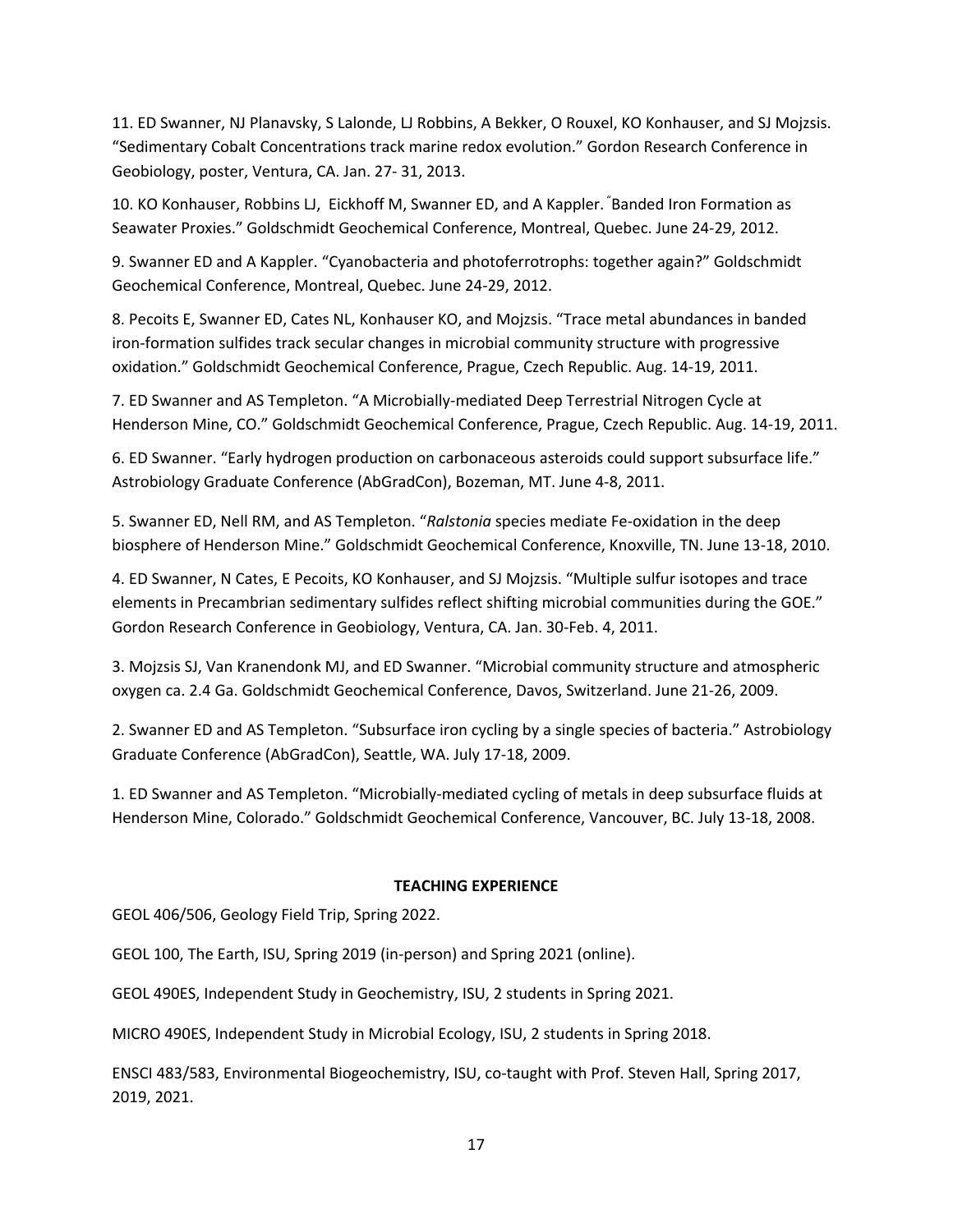11. ED Swanner, NJ Planavsky, S Lalonde, LJ Robbins, A Bekker, O Rouxel, KO Konhauser, and SJ Mojzsis. "Sedimentary Cobalt Concentrations track marine redox evolution." Gordon Research Conference in Geobiology, poster, Ventura, CA. Jan. 27- 31, 2013.

10. KO Konhauser, Robbins LJ, Eickhoff M, Swanner ED, and A Kappler. "Banded Iron Formation as Seawater Proxies." Goldschmidt Geochemical Conference, Montreal, Quebec. June 24-29, 2012.

9. Swanner ED and A Kappler. "Cyanobacteria and photoferrotrophs: together again?" Goldschmidt Geochemical Conference, Montreal, Quebec. June 24-29, 2012.

8. Pecoits E, Swanner ED, Cates NL, Konhauser KO, and Mojzsis. "Trace metal abundances in banded iron-formation sulfides track secular changes in microbial community structure with progressive oxidation." Goldschmidt Geochemical Conference, Prague, Czech Republic. Aug. 14-19, 2011.

7. ED Swanner and AS Templeton. "A Microbially-mediated Deep Terrestrial Nitrogen Cycle at Henderson Mine, CO." Goldschmidt Geochemical Conference, Prague, Czech Republic. Aug. 14-19, 2011.

6. ED Swanner. "Early hydrogen production on carbonaceous asteroids could support subsurface life." Astrobiology Graduate Conference (AbGradCon), Bozeman, MT. June 4-8, 2011.

5. Swanner ED, Nell RM, and AS Templeton. "*Ralstonia* species mediate Fe-oxidation in the deep biosphere of Henderson Mine." Goldschmidt Geochemical Conference, Knoxville, TN. June 13-18, 2010.

4. ED Swanner, N Cates, E Pecoits, KO Konhauser, and SJ Mojzsis. "Multiple sulfur isotopes and trace elements in Precambrian sedimentary sulfides reflect shifting microbial communities during the GOE." Gordon Research Conference in Geobiology, Ventura, CA. Jan. 30-Feb. 4, 2011.

3. Mojzsis SJ, Van Kranendonk MJ, and ED Swanner. "Microbial community structure and atmospheric oxygen ca. 2.4 Ga. Goldschmidt Geochemical Conference, Davos, Switzerland. June 21-26, 2009.

2. Swanner ED and AS Templeton. "Subsurface iron cycling by a single species of bacteria." Astrobiology Graduate Conference (AbGradCon), Seattle, WA. July 17-18, 2009.

1. ED Swanner and AS Templeton. "Microbially-mediated cycling of metals in deep subsurface fluids at Henderson Mine, Colorado." Goldschmidt Geochemical Conference, Vancouver, BC. July 13-18, 2008.

## TEACHING EXPERIENCE

GEOL 406/506, Geology Field Trip, Spring 2022.

GEOL 100, The Earth, ISU, Spring 2019 (in-person) and Spring 2021 (online).

GEOL 490ES, Independent Study in Geochemistry, ISU, 2 students in Spring 2021.

MICRO 490ES, Independent Study in Microbial Ecology, ISU, 2 students in Spring 2018.

ENSCI 483/583, Environmental Biogeochemistry, ISU, co-taught with Prof. Steven Hall, Spring 2017, 2019, 2021.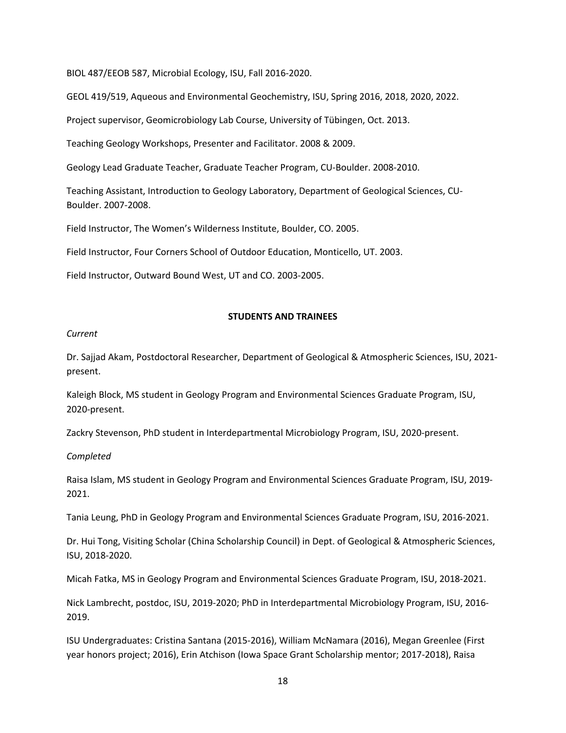BIOL 487/EEOB 587, Microbial Ecology, ISU, Fall 2016-2020.

GEOL 419/519, Aqueous and Environmental Geochemistry, ISU, Spring 2016, 2018, 2020, 2022.

Project supervisor, Geomicrobiology Lab Course, University of Tübingen, Oct. 2013.

Teaching Geology Workshops, Presenter and Facilitator. 2008 & 2009.

Geology Lead Graduate Teacher, Graduate Teacher Program, CU-Boulder. 2008-2010.

Teaching Assistant, Introduction to Geology Laboratory, Department of Geological Sciences, CU-Boulder. 2007-2008.

Field Instructor, The Women's Wilderness Institute, Boulder, CO. 2005.

Field Instructor, Four Corners School of Outdoor Education, Monticello, UT. 2003.

Field Instructor, Outward Bound West, UT and CO. 2003-2005.

## STUDENTS AND TRAINEES

*Current*

Dr. Sajjad Akam, Postdoctoral Researcher, Department of Geological & Atmospheric Sciences, ISU, 2021-present.

Kaleigh Block, MS student in Geology Program and Environmental Sciences Graduate Program, ISU, 2020-present.

Zackry Stevenson, PhD student in Interdepartmental Microbiology Program, ISU, 2020-present.

*Completed*

Raisa Islam, MS student in Geology Program and Environmental Sciences Graduate Program, ISU, 2019-2021.

Tania Leung, PhD in Geology Program and Environmental Sciences Graduate Program, ISU, 2016-2021.

Dr. Hui Tong, Visiting Scholar (China Scholarship Council) in Dept. of Geological & Atmospheric Sciences, ISU, 2018-2020.

Micah Fatka, MS in Geology Program and Environmental Sciences Graduate Program, ISU, 2018-2021.

Nick Lambrecht, postdoc, ISU, 2019-2020; PhD in Interdepartmental Microbiology Program, ISU, 2016-2019.

ISU Undergraduates: Cristina Santana (2015-2016), William McNamara (2016), Megan Greenlee (First year honors project; 2016), Erin Atchison (Iowa Space Grant Scholarship mentor; 2017-2018), Raisa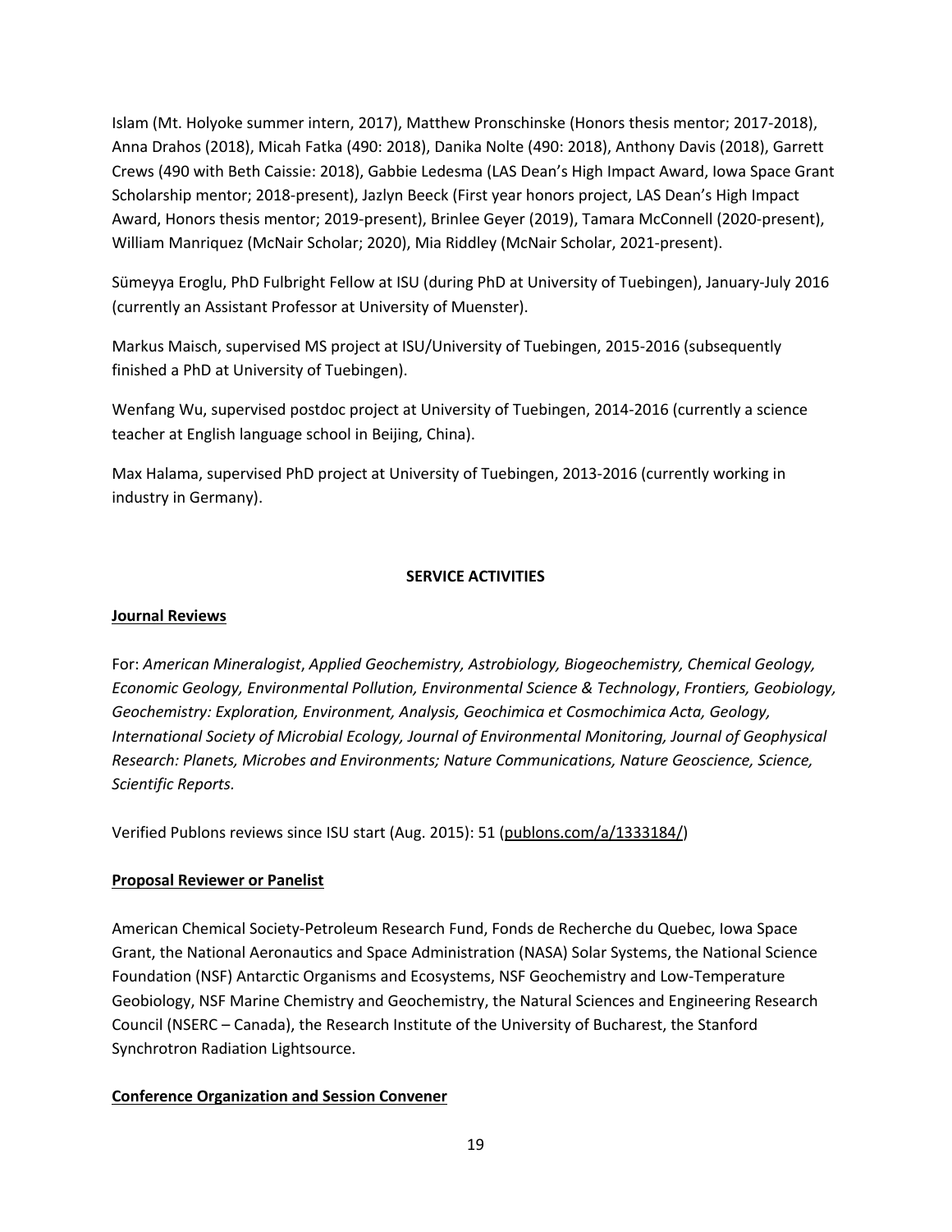Islam (Mt. Holyoke summer intern, 2017), Matthew Pronschinske (Honors thesis mentor; 2017-2018), Anna Drahos (2018), Micah Fatka (490: 2018), Danika Nolte (490: 2018), Anthony Davis (2018), Garrett Crews (490 with Beth Caissie: 2018), Gabbie Ledesma (LAS Dean's High Impact Award, Iowa Space Grant Scholarship mentor; 2018-present), Jazlyn Beeck (First year honors project, LAS Dean's High Impact Award, Honors thesis mentor; 2019-present), Brinlee Geyer (2019), Tamara McConnell (2020-present), William Manriquez (McNair Scholar; 2020), Mia Riddley (McNair Scholar, 2021-present).

Sümeyya Eroglu, PhD Fulbright Fellow at ISU (during PhD at University of Tuebingen), January-July 2016 (currently an Assistant Professor at University of Muenster).

Markus Maisch, supervised MS project at ISU/University of Tuebingen, 2015-2016 (subsequently finished a PhD at University of Tuebingen).

Wenfang Wu, supervised postdoc project at University of Tuebingen, 2014-2016 (currently a science teacher at English language school in Beijing, China).

Max Halama, supervised PhD project at University of Tuebingen, 2013-2016 (currently working in industry in Germany).

## SERVICE ACTIVITIES

### Journal Reviews

For: *American Mineralogist*, *Applied Geochemistry, Astrobiology, Biogeochemistry, Chemical Geology, Economic Geology, Environmental Pollution, Environmental Science & Technology*, *Frontiers, Geobiology, Geochemistry: Exploration, Environment, Analysis, Geochimica et Cosmochimica Acta, Geology, International Society of Microbial Ecology, Journal of Environmental Monitoring, Journal of Geophysical Research: Planets, Microbes and Environments; Nature Communications, Nature Geoscience, Science, Scientific Reports.*

Verified Publons reviews since ISU start (Aug. 2015): 51 (publons.com/a/1333184/)

### Proposal Reviewer or Panelist

American Chemical Society-Petroleum Research Fund, Fonds de Recherche du Quebec, Iowa Space Grant, the National Aeronautics and Space Administration (NASA) Solar Systems, the National Science Foundation (NSF) Antarctic Organisms and Ecosystems, NSF Geochemistry and Low-Temperature Geobiology, NSF Marine Chemistry and Geochemistry, the Natural Sciences and Engineering Research Council (NSERC – Canada), the Research Institute of the University of Bucharest, the Stanford Synchrotron Radiation Lightsource.

### Conference Organization and Session Convener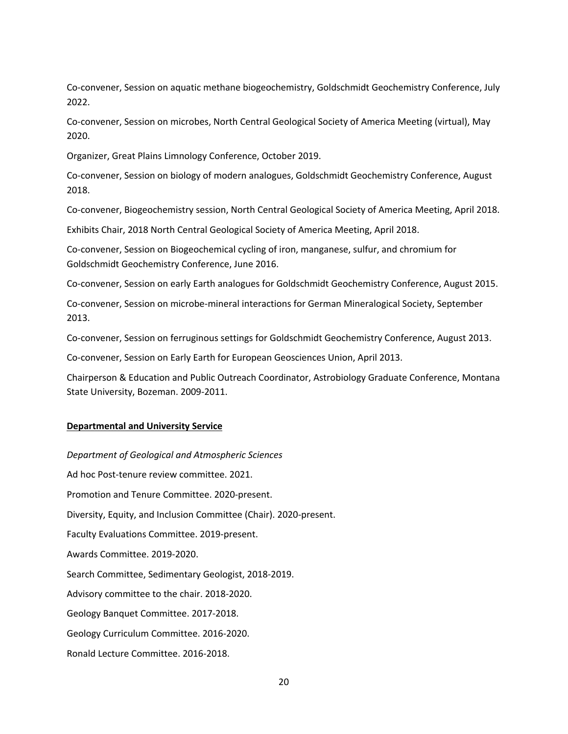Co-convener, Session on aquatic methane biogeochemistry, Goldschmidt Geochemistry Conference, July 2022.

Co-convener, Session on microbes, North Central Geological Society of America Meeting (virtual), May 2020.

Organizer, Great Plains Limnology Conference, October 2019.

Co-convener, Session on biology of modern analogues, Goldschmidt Geochemistry Conference, August 2018.

Co-convener, Biogeochemistry session, North Central Geological Society of America Meeting, April 2018.

Exhibits Chair, 2018 North Central Geological Society of America Meeting, April 2018.

Co-convener, Session on Biogeochemical cycling of iron, manganese, sulfur, and chromium for Goldschmidt Geochemistry Conference, June 2016.

Co-convener, Session on early Earth analogues for Goldschmidt Geochemistry Conference, August 2015.

Co-convener, Session on microbe-mineral interactions for German Mineralogical Society, September 2013.

Co-convener, Session on ferruginous settings for Goldschmidt Geochemistry Conference, August 2013.

Co-convener, Session on Early Earth for European Geosciences Union, April 2013.

Chairperson & Education and Public Outreach Coordinator, Astrobiology Graduate Conference, Montana State University, Bozeman. 2009-2011.

## Departmental and University Service

*Department of Geological and Atmospheric Sciences*

Ad hoc Post-tenure review committee. 2021.

Promotion and Tenure Committee. 2020-present.

Diversity, Equity, and Inclusion Committee (Chair). 2020-present.

Faculty Evaluations Committee. 2019-present.

Awards Committee. 2019-2020.

Search Committee, Sedimentary Geologist, 2018-2019.

Advisory committee to the chair. 2018-2020.

Geology Banquet Committee. 2017-2018.

Geology Curriculum Committee. 2016-2020.

Ronald Lecture Committee. 2016-2018.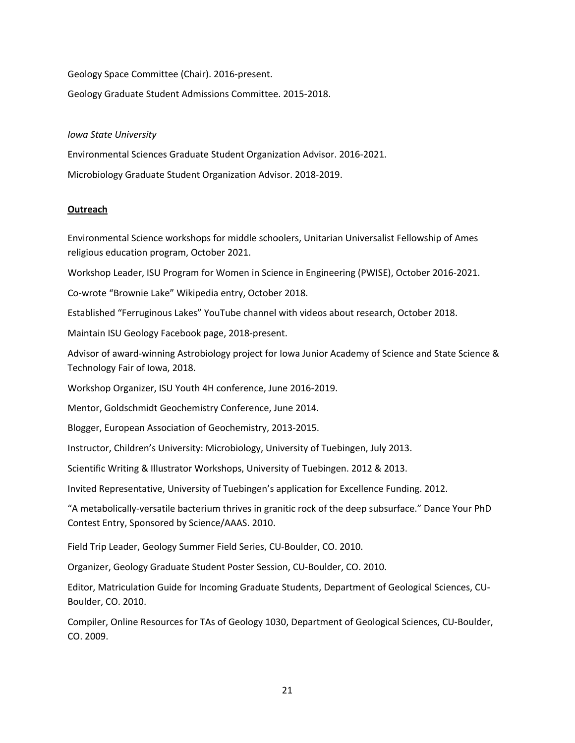Geology Space Committee (Chair). 2016-present.

Geology Graduate Student Admissions Committee. 2015-2018.

*Iowa State University*

Environmental Sciences Graduate Student Organization Advisor. 2016-2021.

Microbiology Graduate Student Organization Advisor. 2018-2019.

**Outreach**

Environmental Science workshops for middle schoolers, Unitarian Universalist Fellowship of Ames religious education program, October 2021.

Workshop Leader, ISU Program for Women in Science in Engineering (PWISE), October 2016-2021.

Co-wrote "Brownie Lake" Wikipedia entry, October 2018.

Established "Ferruginous Lakes" YouTube channel with videos about research, October 2018.

Maintain ISU Geology Facebook page, 2018-present.

Advisor of award-winning Astrobiology project for Iowa Junior Academy of Science and State Science & Technology Fair of Iowa, 2018.

Workshop Organizer, ISU Youth 4H conference, June 2016-2019.

Mentor, Goldschmidt Geochemistry Conference, June 2014.

Blogger, European Association of Geochemistry, 2013-2015.

Instructor, Children's University: Microbiology, University of Tuebingen, July 2013.

Scientific Writing & Illustrator Workshops, University of Tuebingen. 2012 & 2013.

Invited Representative, University of Tuebingen's application for Excellence Funding. 2012.

"A metabolically-versatile bacterium thrives in granitic rock of the deep subsurface." Dance Your PhD Contest Entry, Sponsored by Science/AAAS. 2010.

Field Trip Leader, Geology Summer Field Series, CU-Boulder, CO. 2010.

Organizer, Geology Graduate Student Poster Session, CU-Boulder, CO. 2010.

Editor, Matriculation Guide for Incoming Graduate Students, Department of Geological Sciences, CU-Boulder, CO. 2010.

Compiler, Online Resources for TAs of Geology 1030, Department of Geological Sciences, CU-Boulder, CO. 2009.